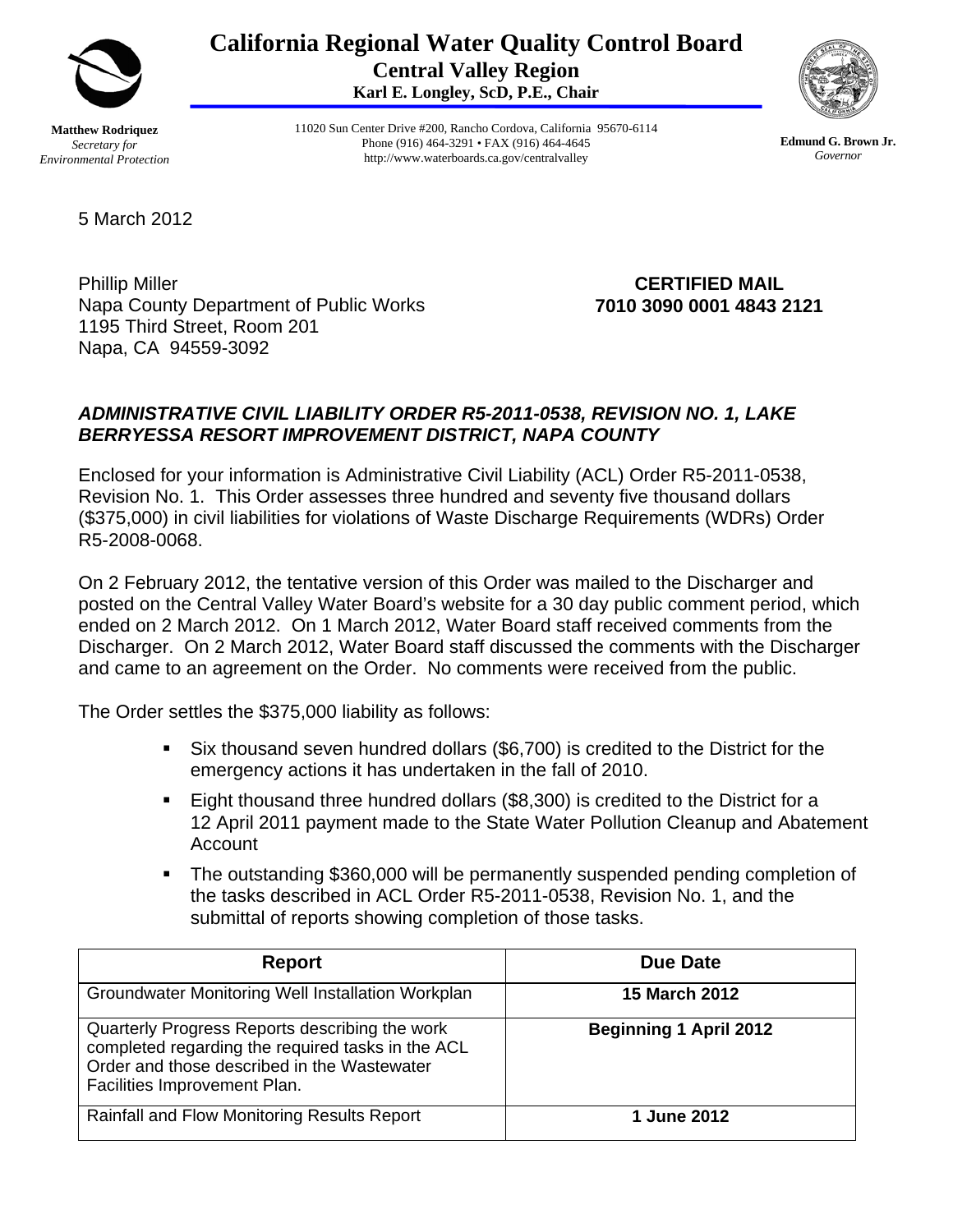# California Regional Water Quality Control Board
## Central Valley Region
**Karl E. Longley, ScD, P.E., Chair**

**Matthew Rodriquez**
*Secretary for*
*Environmental Protection*

11020 Sun Center Drive #200, Rancho Cordova, California 95670-6114
Phone (916) 464-3291 • FAX (916) 464-4645
http://www.waterboards.ca.gov/centralvalley

**Edmund G. Brown Jr.**
*Governor*

5 March 2012

Phillip Miller
Napa County Department of Public Works
1195 Third Street, Room 201
Napa, CA 94559-3092

**CERTIFIED MAIL**
**7010 3090 0001 4843 2121**

***ADMINISTRATIVE CIVIL LIABILITY ORDER R5-2011-0538, REVISION NO. 1, LAKE BERRYESSA RESORT IMPROVEMENT DISTRICT, NAPA COUNTY***

Enclosed for your information is Administrative Civil Liability (ACL) Order R5-2011-0538, Revision No. 1. This Order assesses three hundred and seventy five thousand dollars ($375,000) in civil liabilities for violations of Waste Discharge Requirements (WDRs) Order R5-2008-0068.

On 2 February 2012, the tentative version of this Order was mailed to the Discharger and posted on the Central Valley Water Board's website for a 30 day public comment period, which ended on 2 March 2012. On 1 March 2012, Water Board staff received comments from the Discharger. On 2 March 2012, Water Board staff discussed the comments with the Discharger and came to an agreement on the Order. No comments were received from the public.

The Order settles the $375,000 liability as follows:

- Six thousand seven hundred dollars ($6,700) is credited to the District for the emergency actions it has undertaken in the fall of 2010.
- Eight thousand three hundred dollars ($8,300) is credited to the District for a 12 April 2011 payment made to the State Water Pollution Cleanup and Abatement Account
- The outstanding $360,000 will be permanently suspended pending completion of the tasks described in ACL Order R5-2011-0538, Revision No. 1, and the submittal of reports showing completion of those tasks.

| Report | Due Date |
|---|---|
| Groundwater Monitoring Well Installation Workplan | **15 March 2012** |
| Quarterly Progress Reports describing the work completed regarding the required tasks in the ACL Order and those described in the Wastewater Facilities Improvement Plan. | **Beginning 1 April 2012** |
| Rainfall and Flow Monitoring Results Report | **1 June 2012** |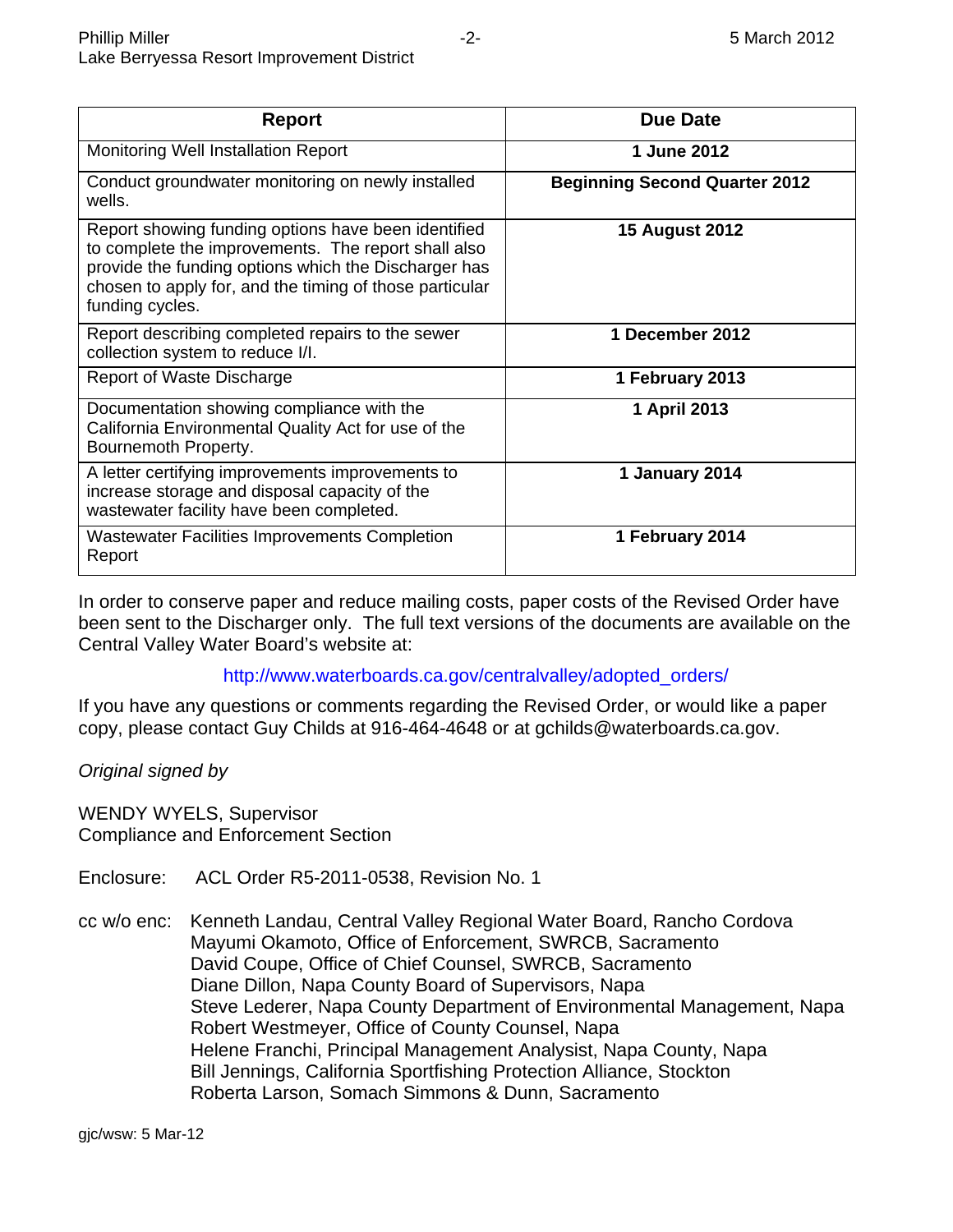| Report | Due Date |
|---|---|
| Monitoring Well Installation Report | **1 June 2012** |
| Conduct groundwater monitoring on newly installed wells. | **Beginning Second Quarter 2012** |
| Report showing funding options have been identified to complete the improvements. The report shall also provide the funding options which the Discharger has chosen to apply for, and the timing of those particular funding cycles. | **15 August 2012** |
| Report describing completed repairs to the sewer collection system to reduce I/I. | **1 December 2012** |
| Report of Waste Discharge | **1 February 2013** |
| Documentation showing compliance with the California Environmental Quality Act for use of the Bournemoth Property. | **1 April 2013** |
| A letter certifying improvements improvements to increase storage and disposal capacity of the wastewater facility have been completed. | **1 January 2014** |
| Wastewater Facilities Improvements Completion Report | **1 February 2014** |

In order to conserve paper and reduce mailing costs, paper costs of the Revised Order have been sent to the Discharger only. The full text versions of the documents are available on the Central Valley Water Board's website at:

http://www.waterboards.ca.gov/centralvalley/adopted_orders/

If you have any questions or comments regarding the Revised Order, or would like a paper copy, please contact Guy Childs at 916-464-4648 or at gchilds@waterboards.ca.gov.

*Original signed by*

WENDY WYELS, Supervisor
Compliance and Enforcement Section

Enclosure: ACL Order R5-2011-0538, Revision No. 1

cc w/o enc: Kenneth Landau, Central Valley Regional Water Board, Rancho Cordova
Mayumi Okamoto, Office of Enforcement, SWRCB, Sacramento
David Coupe, Office of Chief Counsel, SWRCB, Sacramento
Diane Dillon, Napa County Board of Supervisors, Napa
Steve Lederer, Napa County Department of Environmental Management, Napa
Robert Westmeyer, Office of County Counsel, Napa
Helene Franchi, Principal Management Analyst, Napa County, Napa
Bill Jennings, California Sportfishing Protection Alliance, Stockton
Roberta Larson, Somach Simmons & Dunn, Sacramento

gjc/wsw: 5 Mar-12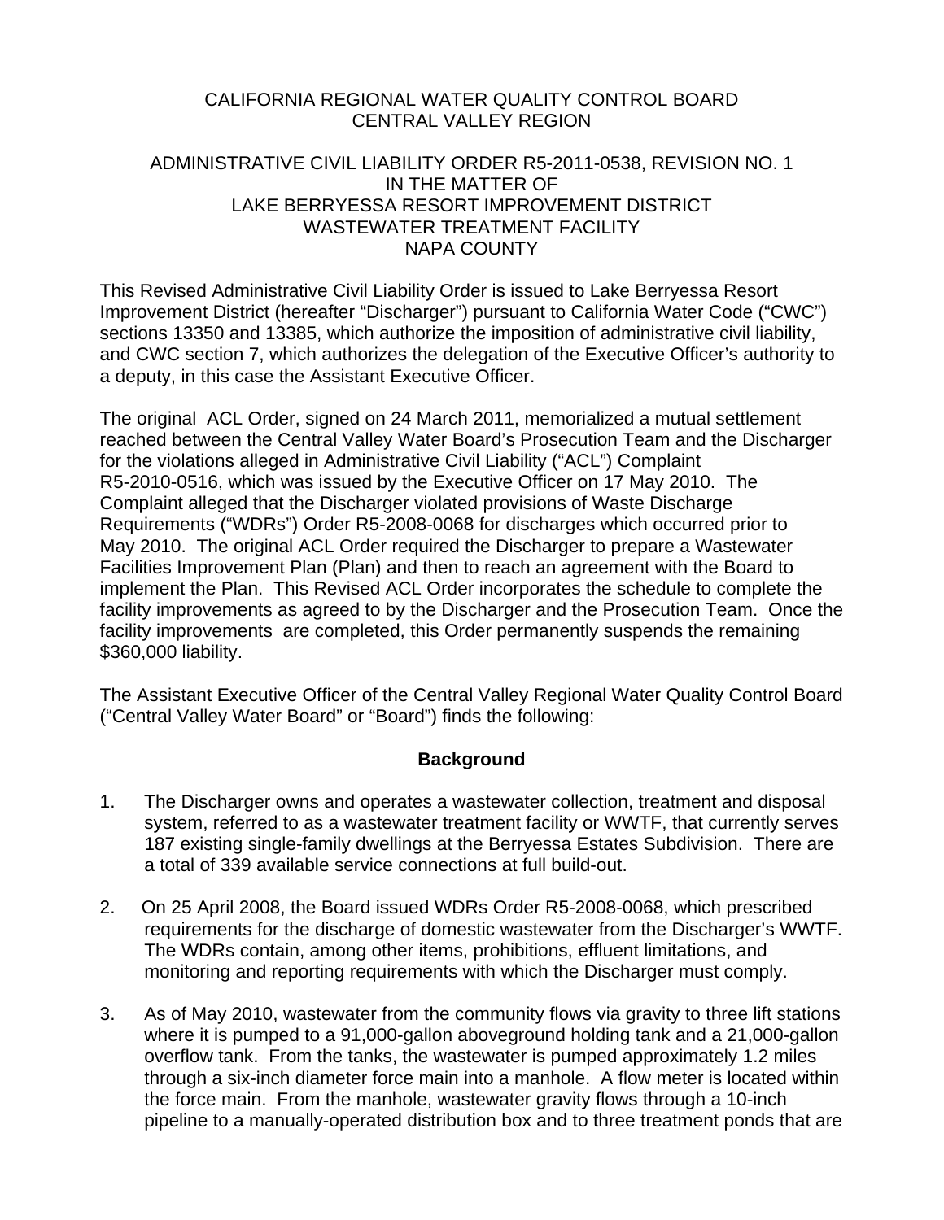CALIFORNIA REGIONAL WATER QUALITY CONTROL BOARD
CENTRAL VALLEY REGION

ADMINISTRATIVE CIVIL LIABILITY ORDER R5-2011-0538, REVISION NO. 1
IN THE MATTER OF
LAKE BERRYESSA RESORT IMPROVEMENT DISTRICT
WASTEWATER TREATMENT FACILITY
NAPA COUNTY

This Revised Administrative Civil Liability Order is issued to Lake Berryessa Resort Improvement District (hereafter "Discharger") pursuant to California Water Code ("CWC") sections 13350 and 13385, which authorize the imposition of administrative civil liability, and CWC section 7, which authorizes the delegation of the Executive Officer's authority to a deputy, in this case the Assistant Executive Officer.

The original ACL Order, signed on 24 March 2011, memorialized a mutual settlement reached between the Central Valley Water Board's Prosecution Team and the Discharger for the violations alleged in Administrative Civil Liability ("ACL") Complaint R5-2010-0516, which was issued by the Executive Officer on 17 May 2010. The Complaint alleged that the Discharger violated provisions of Waste Discharge Requirements ("WDRs") Order R5-2008-0068 for discharges which occurred prior to May 2010. The original ACL Order required the Discharger to prepare a Wastewater Facilities Improvement Plan (Plan) and then to reach an agreement with the Board to implement the Plan. This Revised ACL Order incorporates the schedule to complete the facility improvements as agreed to by the Discharger and the Prosecution Team. Once the facility improvements are completed, this Order permanently suspends the remaining $360,000 liability.

The Assistant Executive Officer of the Central Valley Regional Water Quality Control Board ("Central Valley Water Board" or "Board") finds the following:

## Background

1. The Discharger owns and operates a wastewater collection, treatment and disposal system, referred to as a wastewater treatment facility or WWTF, that currently serves 187 existing single-family dwellings at the Berryessa Estates Subdivision. There are a total of 339 available service connections at full build-out.

2. On 25 April 2008, the Board issued WDRs Order R5-2008-0068, which prescribed requirements for the discharge of domestic wastewater from the Discharger's WWTF. The WDRs contain, among other items, prohibitions, effluent limitations, and monitoring and reporting requirements with which the Discharger must comply.

3. As of May 2010, wastewater from the community flows via gravity to three lift stations where it is pumped to a 91,000-gallon aboveground holding tank and a 21,000-gallon overflow tank. From the tanks, the wastewater is pumped approximately 1.2 miles through a six-inch diameter force main into a manhole. A flow meter is located within the force main. From the manhole, wastewater gravity flows through a 10-inch pipeline to a manually-operated distribution box and to three treatment ponds that are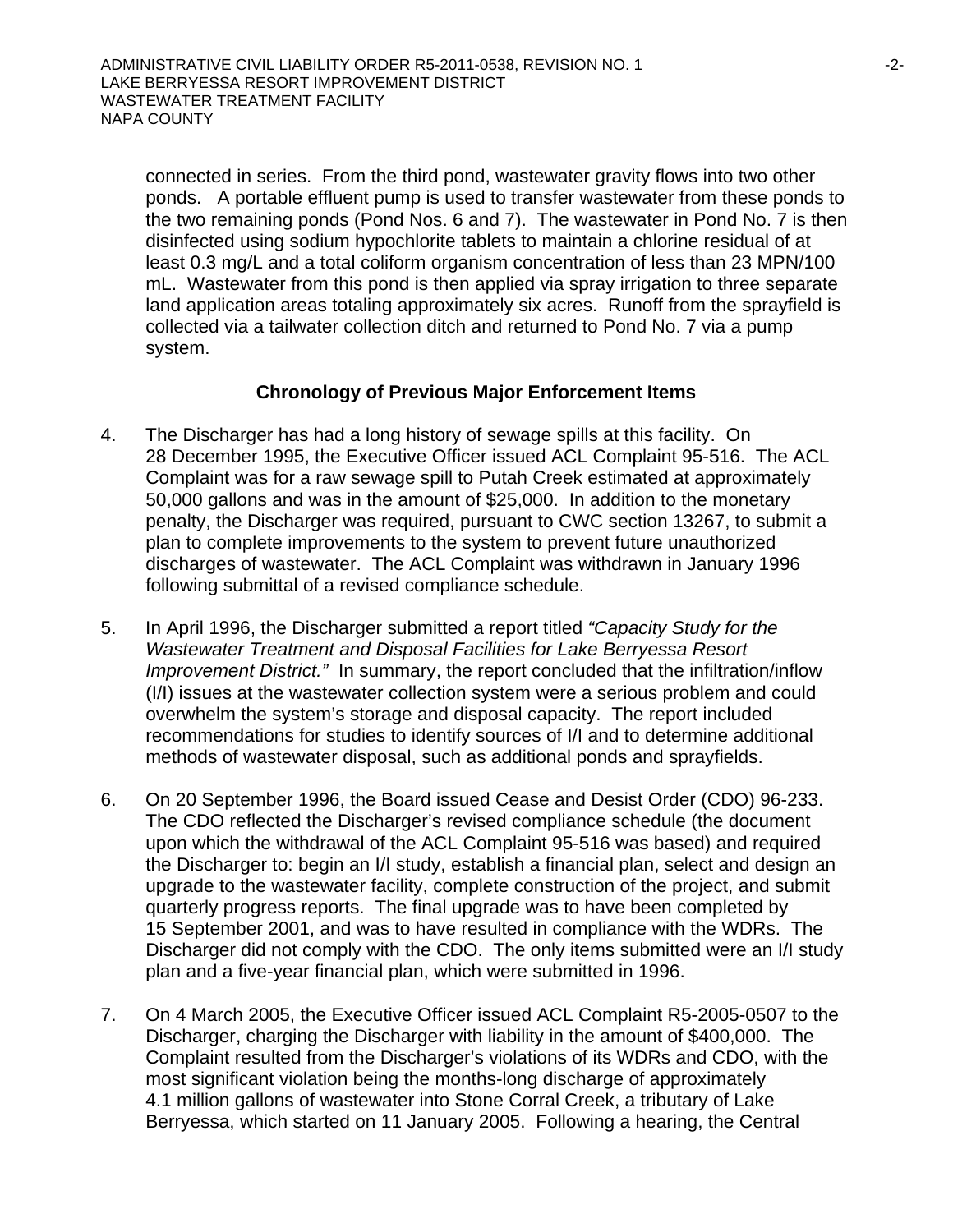connected in series. From the third pond, wastewater gravity flows into two other ponds. A portable effluent pump is used to transfer wastewater from these ponds to the two remaining ponds (Pond Nos. 6 and 7). The wastewater in Pond No. 7 is then disinfected using sodium hypochlorite tablets to maintain a chlorine residual of at least 0.3 mg/L and a total coliform organism concentration of less than 23 MPN/100 mL. Wastewater from this pond is then applied via spray irrigation to three separate land application areas totaling approximately six acres. Runoff from the sprayfield is collected via a tailwater collection ditch and returned to Pond No. 7 via a pump system.

### Chronology of Previous Major Enforcement Items

4. The Discharger has had a long history of sewage spills at this facility. On 28 December 1995, the Executive Officer issued ACL Complaint 95-516. The ACL Complaint was for a raw sewage spill to Putah Creek estimated at approximately 50,000 gallons and was in the amount of $25,000. In addition to the monetary penalty, the Discharger was required, pursuant to CWC section 13267, to submit a plan to complete improvements to the system to prevent future unauthorized discharges of wastewater. The ACL Complaint was withdrawn in January 1996 following submittal of a revised compliance schedule.

5. In April 1996, the Discharger submitted a report titled *"Capacity Study for the Wastewater Treatment and Disposal Facilities for Lake Berryessa Resort Improvement District."* In summary, the report concluded that the infiltration/inflow (I/I) issues at the wastewater collection system were a serious problem and could overwhelm the system's storage and disposal capacity. The report included recommendations for studies to identify sources of I/I and to determine additional methods of wastewater disposal, such as additional ponds and sprayfields.

6. On 20 September 1996, the Board issued Cease and Desist Order (CDO) 96-233. The CDO reflected the Discharger's revised compliance schedule (the document upon which the withdrawal of the ACL Complaint 95-516 was based) and required the Discharger to: begin an I/I study, establish a financial plan, select and design an upgrade to the wastewater facility, complete construction of the project, and submit quarterly progress reports. The final upgrade was to have been completed by 15 September 2001, and was to have resulted in compliance with the WDRs. The Discharger did not comply with the CDO. The only items submitted were an I/I study plan and a five-year financial plan, which were submitted in 1996.

7. On 4 March 2005, the Executive Officer issued ACL Complaint R5-2005-0507 to the Discharger, charging the Discharger with liability in the amount of $400,000. The Complaint resulted from the Discharger's violations of its WDRs and CDO, with the most significant violation being the months-long discharge of approximately 4.1 million gallons of wastewater into Stone Corral Creek, a tributary of Lake Berryessa, which started on 11 January 2005. Following a hearing, the Central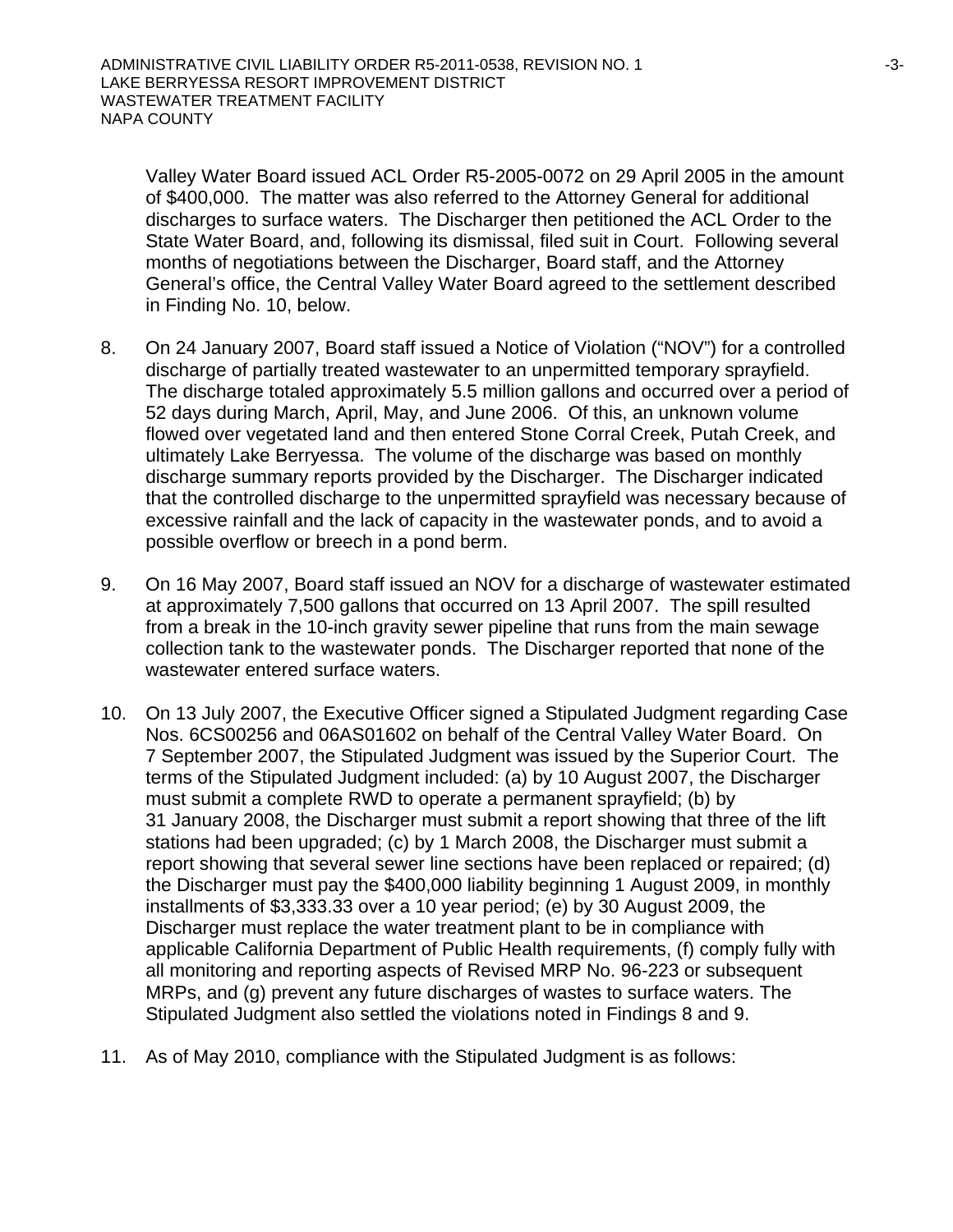Valley Water Board issued ACL Order R5-2005-0072 on 29 April 2005 in the amount of $400,000. The matter was also referred to the Attorney General for additional discharges to surface waters. The Discharger then petitioned the ACL Order to the State Water Board, and, following its dismissal, filed suit in Court. Following several months of negotiations between the Discharger, Board staff, and the Attorney General's office, the Central Valley Water Board agreed to the settlement described in Finding No. 10, below.

8. On 24 January 2007, Board staff issued a Notice of Violation ("NOV") for a controlled discharge of partially treated wastewater to an unpermitted temporary sprayfield. The discharge totaled approximately 5.5 million gallons and occurred over a period of 52 days during March, April, May, and June 2006. Of this, an unknown volume flowed over vegetated land and then entered Stone Corral Creek, Putah Creek, and ultimately Lake Berryessa. The volume of the discharge was based on monthly discharge summary reports provided by the Discharger. The Discharger indicated that the controlled discharge to the unpermitted sprayfield was necessary because of excessive rainfall and the lack of capacity in the wastewater ponds, and to avoid a possible overflow or breech in a pond berm.

9. On 16 May 2007, Board staff issued an NOV for a discharge of wastewater estimated at approximately 7,500 gallons that occurred on 13 April 2007. The spill resulted from a break in the 10-inch gravity sewer pipeline that runs from the main sewage collection tank to the wastewater ponds. The Discharger reported that none of the wastewater entered surface waters.

10. On 13 July 2007, the Executive Officer signed a Stipulated Judgment regarding Case Nos. 6CS00256 and 06AS01602 on behalf of the Central Valley Water Board. On 7 September 2007, the Stipulated Judgment was issued by the Superior Court. The terms of the Stipulated Judgment included: (a) by 10 August 2007, the Discharger must submit a complete RWD to operate a permanent sprayfield; (b) by 31 January 2008, the Discharger must submit a report showing that three of the lift stations had been upgraded; (c) by 1 March 2008, the Discharger must submit a report showing that several sewer line sections have been replaced or repaired; (d) the Discharger must pay the $400,000 liability beginning 1 August 2009, in monthly installments of $3,333.33 over a 10 year period; (e) by 30 August 2009, the Discharger must replace the water treatment plant to be in compliance with applicable California Department of Public Health requirements, (f) comply fully with all monitoring and reporting aspects of Revised MRP No. 96-223 or subsequent MRPs, and (g) prevent any future discharges of wastes to surface waters. The Stipulated Judgment also settled the violations noted in Findings 8 and 9.

11. As of May 2010, compliance with the Stipulated Judgment is as follows: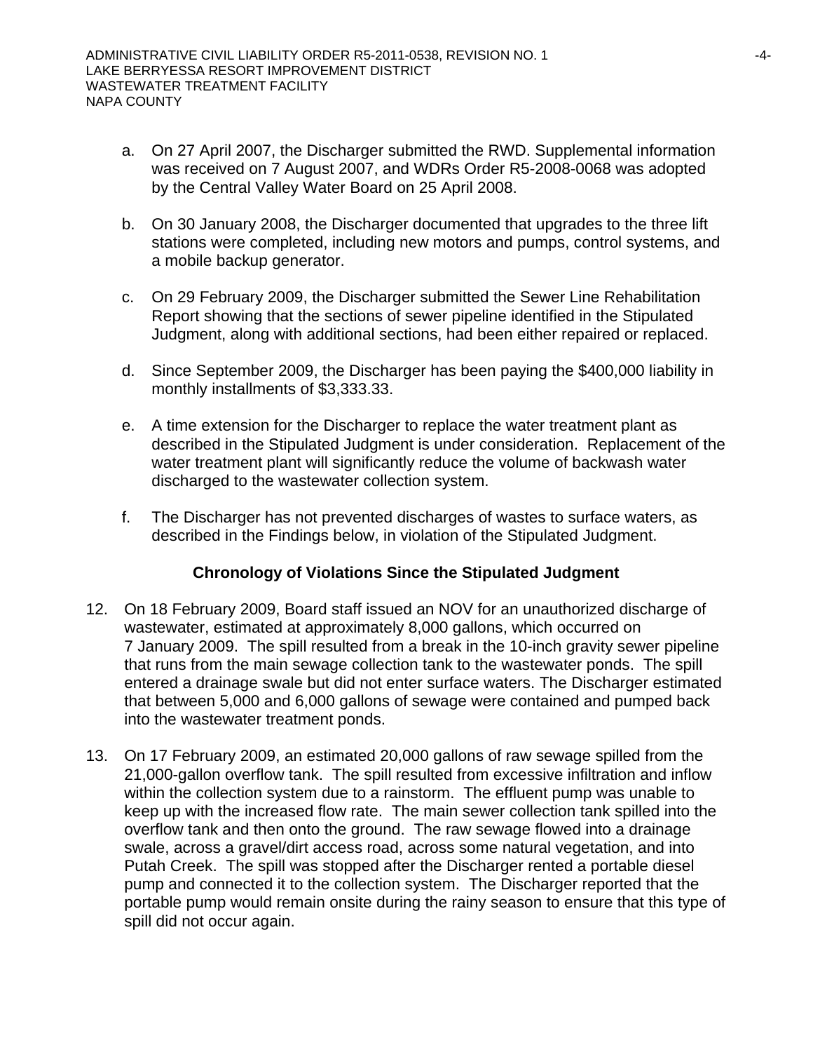a. On 27 April 2007, the Discharger submitted the RWD. Supplemental information was received on 7 August 2007, and WDRs Order R5-2008-0068 was adopted by the Central Valley Water Board on 25 April 2008.

b. On 30 January 2008, the Discharger documented that upgrades to the three lift stations were completed, including new motors and pumps, control systems, and a mobile backup generator.

c. On 29 February 2009, the Discharger submitted the Sewer Line Rehabilitation Report showing that the sections of sewer pipeline identified in the Stipulated Judgment, along with additional sections, had been either repaired or replaced.

d. Since September 2009, the Discharger has been paying the $400,000 liability in monthly installments of $3,333.33.

e. A time extension for the Discharger to replace the water treatment plant as described in the Stipulated Judgment is under consideration. Replacement of the water treatment plant will significantly reduce the volume of backwash water discharged to the wastewater collection system.

f. The Discharger has not prevented discharges of wastes to surface waters, as described in the Findings below, in violation of the Stipulated Judgment.

**Chronology of Violations Since the Stipulated Judgment**

12. On 18 February 2009, Board staff issued an NOV for an unauthorized discharge of wastewater, estimated at approximately 8,000 gallons, which occurred on 7 January 2009. The spill resulted from a break in the 10-inch gravity sewer pipeline that runs from the main sewage collection tank to the wastewater ponds. The spill entered a drainage swale but did not enter surface waters. The Discharger estimated that between 5,000 and 6,000 gallons of sewage were contained and pumped back into the wastewater treatment ponds.

13. On 17 February 2009, an estimated 20,000 gallons of raw sewage spilled from the 21,000-gallon overflow tank. The spill resulted from excessive infiltration and inflow within the collection system due to a rainstorm. The effluent pump was unable to keep up with the increased flow rate. The main sewer collection tank spilled into the overflow tank and then onto the ground. The raw sewage flowed into a drainage swale, across a gravel/dirt access road, across some natural vegetation, and into Putah Creek. The spill was stopped after the Discharger rented a portable diesel pump and connected it to the collection system. The Discharger reported that the portable pump would remain onsite during the rainy season to ensure that this type of spill did not occur again.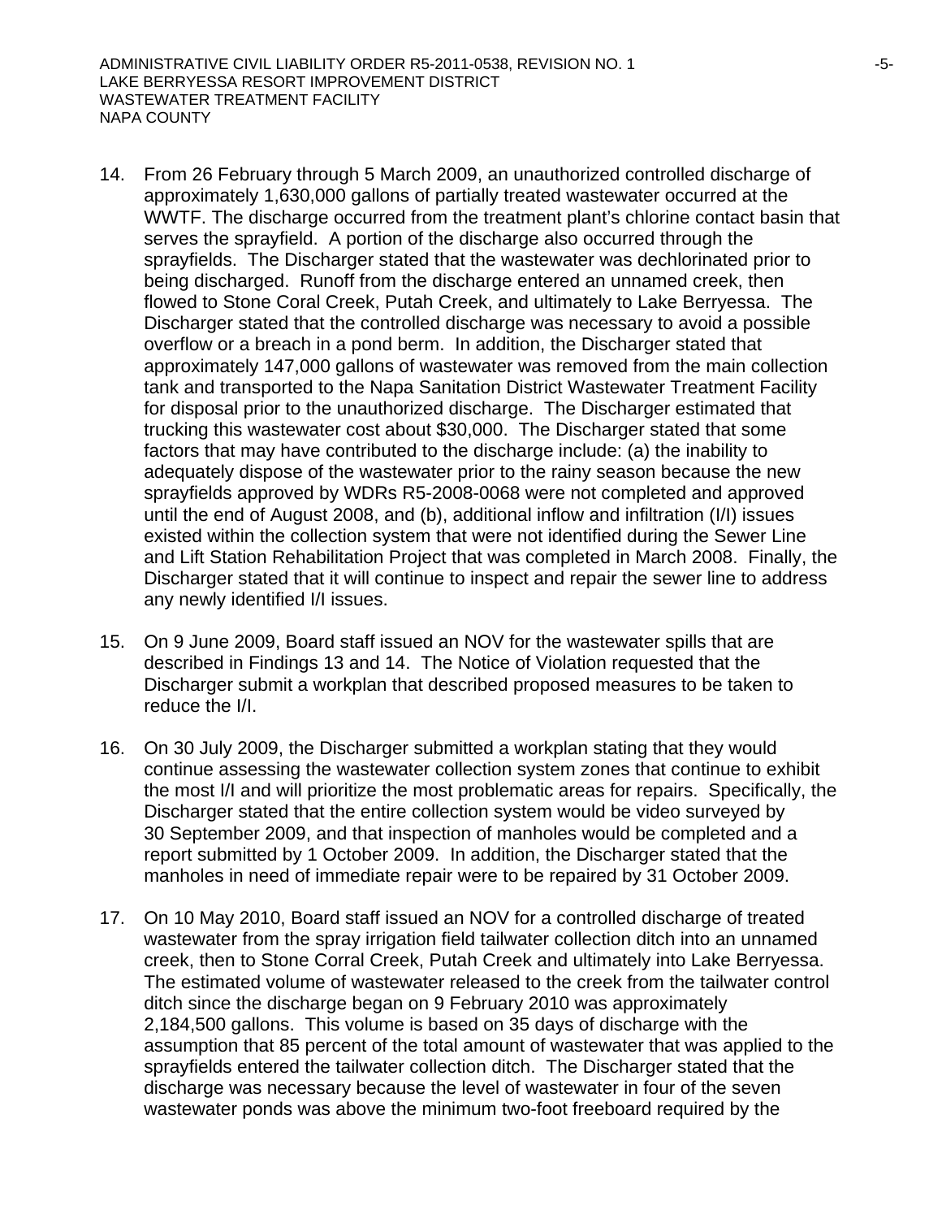14. From 26 February through 5 March 2009, an unauthorized controlled discharge of approximately 1,630,000 gallons of partially treated wastewater occurred at the WWTF. The discharge occurred from the treatment plant's chlorine contact basin that serves the sprayfield. A portion of the discharge also occurred through the sprayfields. The Discharger stated that the wastewater was dechlorinated prior to being discharged. Runoff from the discharge entered an unnamed creek, then flowed to Stone Coral Creek, Putah Creek, and ultimately to Lake Berryessa. The Discharger stated that the controlled discharge was necessary to avoid a possible overflow or a breach in a pond berm. In addition, the Discharger stated that approximately 147,000 gallons of wastewater was removed from the main collection tank and transported to the Napa Sanitation District Wastewater Treatment Facility for disposal prior to the unauthorized discharge. The Discharger estimated that trucking this wastewater cost about $30,000. The Discharger stated that some factors that may have contributed to the discharge include: (a) the inability to adequately dispose of the wastewater prior to the rainy season because the new sprayfields approved by WDRs R5-2008-0068 were not completed and approved until the end of August 2008, and (b), additional inflow and infiltration (I/I) issues existed within the collection system that were not identified during the Sewer Line and Lift Station Rehabilitation Project that was completed in March 2008. Finally, the Discharger stated that it will continue to inspect and repair the sewer line to address any newly identified I/I issues.

15. On 9 June 2009, Board staff issued an NOV for the wastewater spills that are described in Findings 13 and 14. The Notice of Violation requested that the Discharger submit a workplan that described proposed measures to be taken to reduce the I/I.

16. On 30 July 2009, the Discharger submitted a workplan stating that they would continue assessing the wastewater collection system zones that continue to exhibit the most I/I and will prioritize the most problematic areas for repairs. Specifically, the Discharger stated that the entire collection system would be video surveyed by 30 September 2009, and that inspection of manholes would be completed and a report submitted by 1 October 2009. In addition, the Discharger stated that the manholes in need of immediate repair were to be repaired by 31 October 2009.

17. On 10 May 2010, Board staff issued an NOV for a controlled discharge of treated wastewater from the spray irrigation field tailwater collection ditch into an unnamed creek, then to Stone Corral Creek, Putah Creek and ultimately into Lake Berryessa. The estimated volume of wastewater released to the creek from the tailwater control ditch since the discharge began on 9 February 2010 was approximately 2,184,500 gallons. This volume is based on 35 days of discharge with the assumption that 85 percent of the total amount of wastewater that was applied to the sprayfields entered the tailwater collection ditch. The Discharger stated that the discharge was necessary because the level of wastewater in four of the seven wastewater ponds was above the minimum two-foot freeboard required by the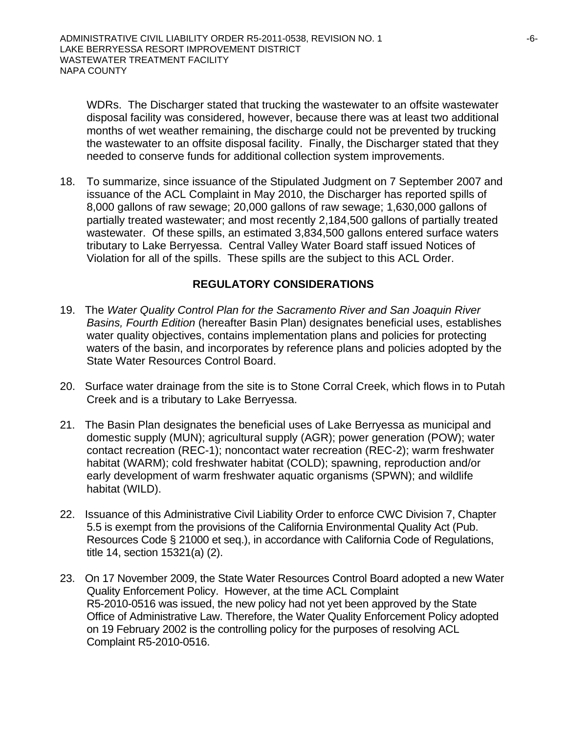WDRs. The Discharger stated that trucking the wastewater to an offsite wastewater disposal facility was considered, however, because there was at least two additional months of wet weather remaining, the discharge could not be prevented by trucking the wastewater to an offsite disposal facility. Finally, the Discharger stated that they needed to conserve funds for additional collection system improvements.

18. To summarize, since issuance of the Stipulated Judgment on 7 September 2007 and issuance of the ACL Complaint in May 2010, the Discharger has reported spills of 8,000 gallons of raw sewage; 20,000 gallons of raw sewage; 1,630,000 gallons of partially treated wastewater; and most recently 2,184,500 gallons of partially treated wastewater. Of these spills, an estimated 3,834,500 gallons entered surface waters tributary to Lake Berryessa. Central Valley Water Board staff issued Notices of Violation for all of the spills. These spills are the subject to this ACL Order.

## REGULATORY CONSIDERATIONS

19. The *Water Quality Control Plan for the Sacramento River and San Joaquin River Basins, Fourth Edition* (hereafter Basin Plan) designates beneficial uses, establishes water quality objectives, contains implementation plans and policies for protecting waters of the basin, and incorporates by reference plans and policies adopted by the State Water Resources Control Board.

20. Surface water drainage from the site is to Stone Corral Creek, which flows in to Putah Creek and is a tributary to Lake Berryessa.

21. The Basin Plan designates the beneficial uses of Lake Berryessa as municipal and domestic supply (MUN); agricultural supply (AGR); power generation (POW); water contact recreation (REC-1); noncontact water recreation (REC-2); warm freshwater habitat (WARM); cold freshwater habitat (COLD); spawning, reproduction and/or early development of warm freshwater aquatic organisms (SPWN); and wildlife habitat (WILD).

22. Issuance of this Administrative Civil Liability Order to enforce CWC Division 7, Chapter 5.5 is exempt from the provisions of the California Environmental Quality Act (Pub. Resources Code § 21000 et seq.), in accordance with California Code of Regulations, title 14, section 15321(a) (2).

23. On 17 November 2009, the State Water Resources Control Board adopted a new Water Quality Enforcement Policy. However, at the time ACL Complaint R5-2010-0516 was issued, the new policy had not yet been approved by the State Office of Administrative Law. Therefore, the Water Quality Enforcement Policy adopted on 19 February 2002 is the controlling policy for the purposes of resolving ACL Complaint R5-2010-0516.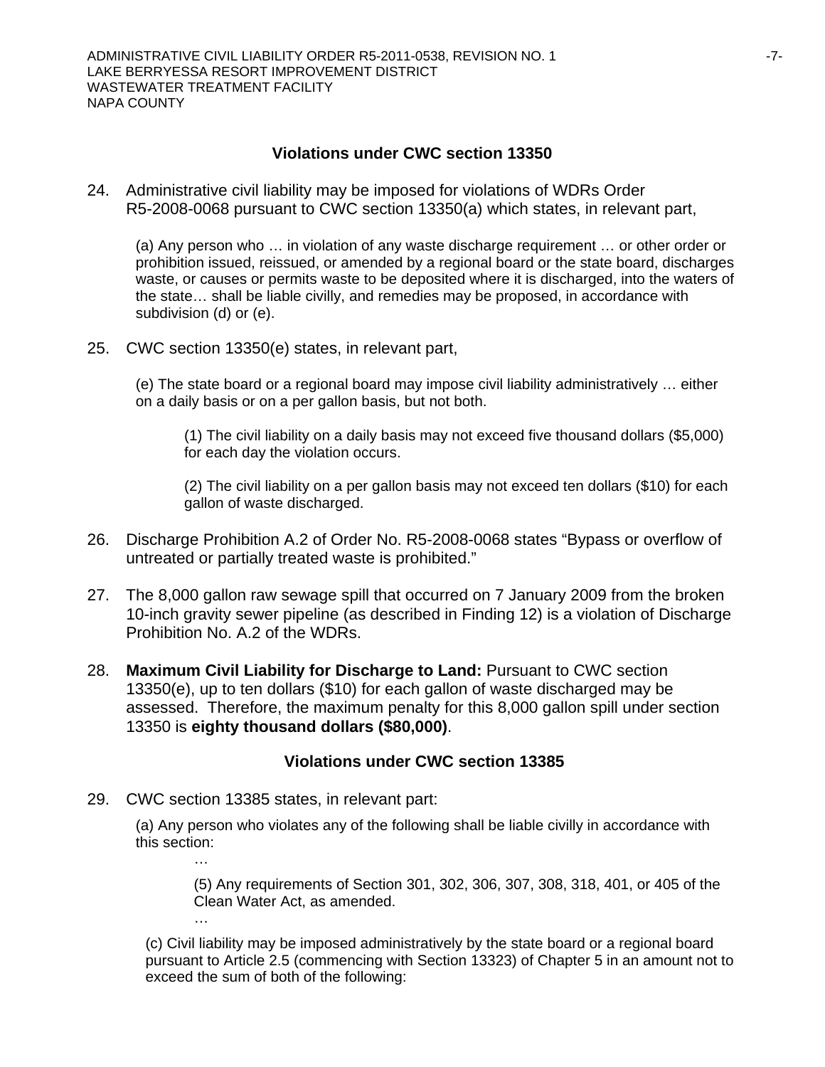### Violations under CWC section 13350

24. Administrative civil liability may be imposed for violations of WDRs Order R5-2008-0068 pursuant to CWC section 13350(a) which states, in relevant part,

    (a) Any person who … in violation of any waste discharge requirement … or other order or prohibition issued, reissued, or amended by a regional board or the state board, discharges waste, or causes or permits waste to be deposited where it is discharged, into the waters of the state… shall be liable civilly, and remedies may be proposed, in accordance with subdivision (d) or (e).

25. CWC section 13350(e) states, in relevant part,

    (e) The state board or a regional board may impose civil liability administratively … either on a daily basis or on a per gallon basis, but not both.

        (1) The civil liability on a daily basis may not exceed five thousand dollars ($5,000) for each day the violation occurs.

        (2) The civil liability on a per gallon basis may not exceed ten dollars ($10) for each gallon of waste discharged.

26. Discharge Prohibition A.2 of Order No. R5-2008-0068 states "Bypass or overflow of untreated or partially treated waste is prohibited."

27. The 8,000 gallon raw sewage spill that occurred on 7 January 2009 from the broken 10-inch gravity sewer pipeline (as described in Finding 12) is a violation of Discharge Prohibition No. A.2 of the WDRs.

28. **Maximum Civil Liability for Discharge to Land:** Pursuant to CWC section 13350(e), up to ten dollars ($10) for each gallon of waste discharged may be assessed. Therefore, the maximum penalty for this 8,000 gallon spill under section 13350 is **eighty thousand dollars ($80,000)**.

### Violations under CWC section 13385

29. CWC section 13385 states, in relevant part:

    (a) Any person who violates any of the following shall be liable civilly in accordance with this section:

    …

        (5) Any requirements of Section 301, 302, 306, 307, 308, 318, 401, or 405 of the Clean Water Act, as amended.

    …

    (c) Civil liability may be imposed administratively by the state board or a regional board pursuant to Article 2.5 (commencing with Section 13323) of Chapter 5 in an amount not to exceed the sum of both of the following: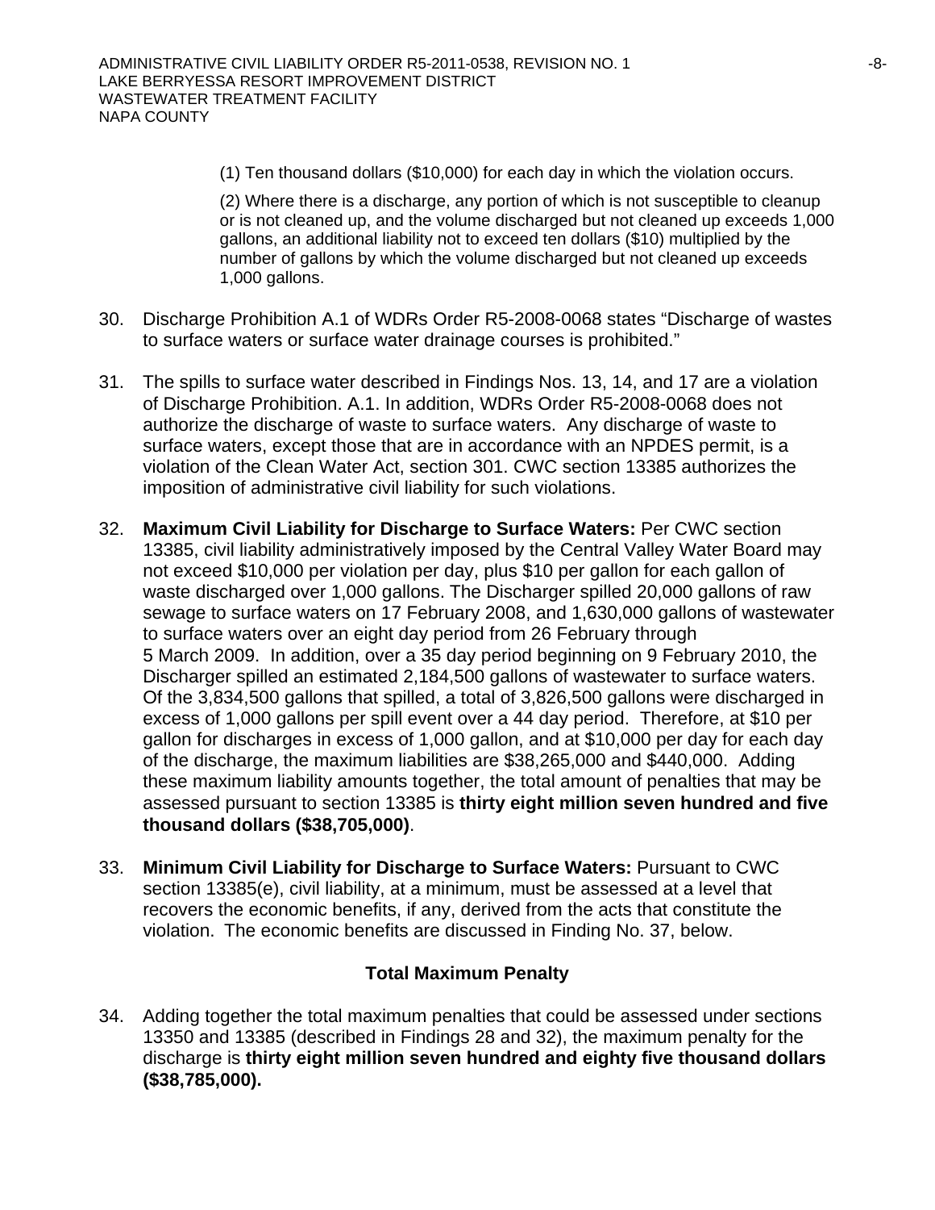(1) Ten thousand dollars ($10,000) for each day in which the violation occurs.

(2) Where there is a discharge, any portion of which is not susceptible to cleanup or is not cleaned up, and the volume discharged but not cleaned up exceeds 1,000 gallons, an additional liability not to exceed ten dollars ($10) multiplied by the number of gallons by which the volume discharged but not cleaned up exceeds 1,000 gallons.

30. Discharge Prohibition A.1 of WDRs Order R5-2008-0068 states "Discharge of wastes to surface waters or surface water drainage courses is prohibited."

31. The spills to surface water described in Findings Nos. 13, 14, and 17 are a violation of Discharge Prohibition. A.1. In addition, WDRs Order R5-2008-0068 does not authorize the discharge of waste to surface waters. Any discharge of waste to surface waters, except those that are in accordance with an NPDES permit, is a violation of the Clean Water Act, section 301. CWC section 13385 authorizes the imposition of administrative civil liability for such violations.

32. **Maximum Civil Liability for Discharge to Surface Waters:** Per CWC section 13385, civil liability administratively imposed by the Central Valley Water Board may not exceed $10,000 per violation per day, plus $10 per gallon for each gallon of waste discharged over 1,000 gallons. The Discharger spilled 20,000 gallons of raw sewage to surface waters on 17 February 2008, and 1,630,000 gallons of wastewater to surface waters over an eight day period from 26 February through 5 March 2009. In addition, over a 35 day period beginning on 9 February 2010, the Discharger spilled an estimated 2,184,500 gallons of wastewater to surface waters. Of the 3,834,500 gallons that spilled, a total of 3,826,500 gallons were discharged in excess of 1,000 gallons per spill event over a 44 day period. Therefore, at $10 per gallon for discharges in excess of 1,000 gallon, and at $10,000 per day for each day of the discharge, the maximum liabilities are $38,265,000 and $440,000. Adding these maximum liability amounts together, the total amount of penalties that may be assessed pursuant to section 13385 is **thirty eight million seven hundred and five thousand dollars ($38,705,000)**.

33. **Minimum Civil Liability for Discharge to Surface Waters:** Pursuant to CWC section 13385(e), civil liability, at a minimum, must be assessed at a level that recovers the economic benefits, if any, derived from the acts that constitute the violation. The economic benefits are discussed in Finding No. 37, below.

### Total Maximum Penalty

34. Adding together the total maximum penalties that could be assessed under sections 13350 and 13385 (described in Findings 28 and 32), the maximum penalty for the discharge is **thirty eight million seven hundred and eighty five thousand dollars ($38,785,000).**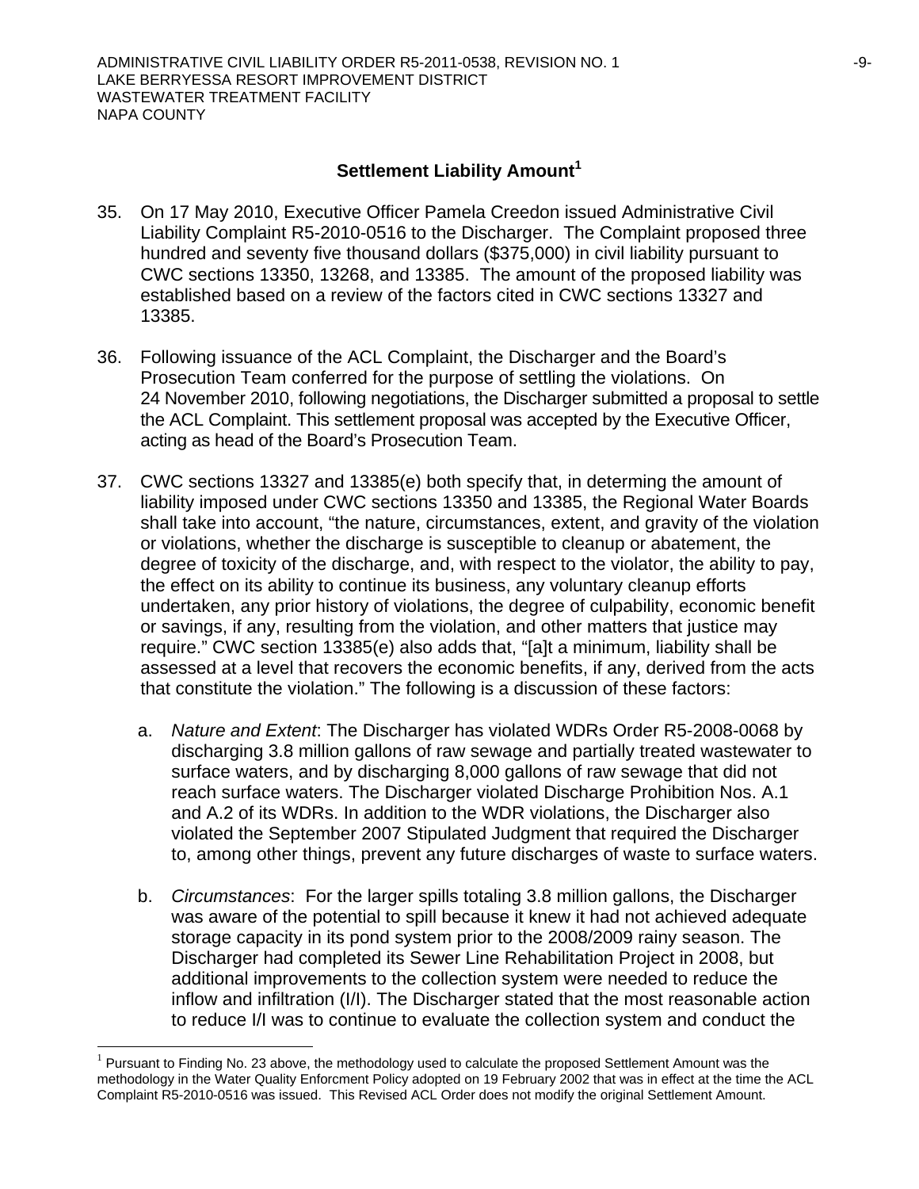## Settlement Liability Amount[1]

35. On 17 May 2010, Executive Officer Pamela Creedon issued Administrative Civil Liability Complaint R5-2010-0516 to the Discharger. The Complaint proposed three hundred and seventy five thousand dollars ($375,000) in civil liability pursuant to CWC sections 13350, 13268, and 13385. The amount of the proposed liability was established based on a review of the factors cited in CWC sections 13327 and 13385.

36. Following issuance of the ACL Complaint, the Discharger and the Board's Prosecution Team conferred for the purpose of settling the violations. On 24 November 2010, following negotiations, the Discharger submitted a proposal to settle the ACL Complaint. This settlement proposal was accepted by the Executive Officer, acting as head of the Board's Prosecution Team.

37. CWC sections 13327 and 13385(e) both specify that, in determing the amount of liability imposed under CWC sections 13350 and 13385, the Regional Water Boards shall take into account, "the nature, circumstances, extent, and gravity of the violation or violations, whether the discharge is susceptible to cleanup or abatement, the degree of toxicity of the discharge, and, with respect to the violator, the ability to pay, the effect on its ability to continue its business, any voluntary cleanup efforts undertaken, any prior history of violations, the degree of culpability, economic benefit or savings, if any, resulting from the violation, and other matters that justice may require." CWC section 13385(e) also adds that, "[a]t a minimum, liability shall be assessed at a level that recovers the economic benefits, if any, derived from the acts that constitute the violation." The following is a discussion of these factors:

    a. *Nature and Extent*: The Discharger has violated WDRs Order R5-2008-0068 by discharging 3.8 million gallons of raw sewage and partially treated wastewater to surface waters, and by discharging 8,000 gallons of raw sewage that did not reach surface waters. The Discharger violated Discharge Prohibition Nos. A.1 and A.2 of its WDRs. In addition to the WDR violations, the Discharger also violated the September 2007 Stipulated Judgment that required the Discharger to, among other things, prevent any future discharges of waste to surface waters.

    b. *Circumstances*: For the larger spills totaling 3.8 million gallons, the Discharger was aware of the potential to spill because it knew it had not achieved adequate storage capacity in its pond system prior to the 2008/2009 rainy season. The Discharger had completed its Sewer Line Rehabilitation Project in 2008, but additional improvements to the collection system were needed to reduce the inflow and infiltration (I/I). The Discharger stated that the most reasonable action to reduce I/I was to continue to evaluate the collection system and conduct the

[1] Pursuant to Finding No. 23 above, the methodology used to calculate the proposed Settlement Amount was the methodology in the Water Quality Enforcment Policy adopted on 19 February 2002 that was in effect at the time the ACL Complaint R5-2010-0516 was issued. This Revised ACL Order does not modify the original Settlement Amount.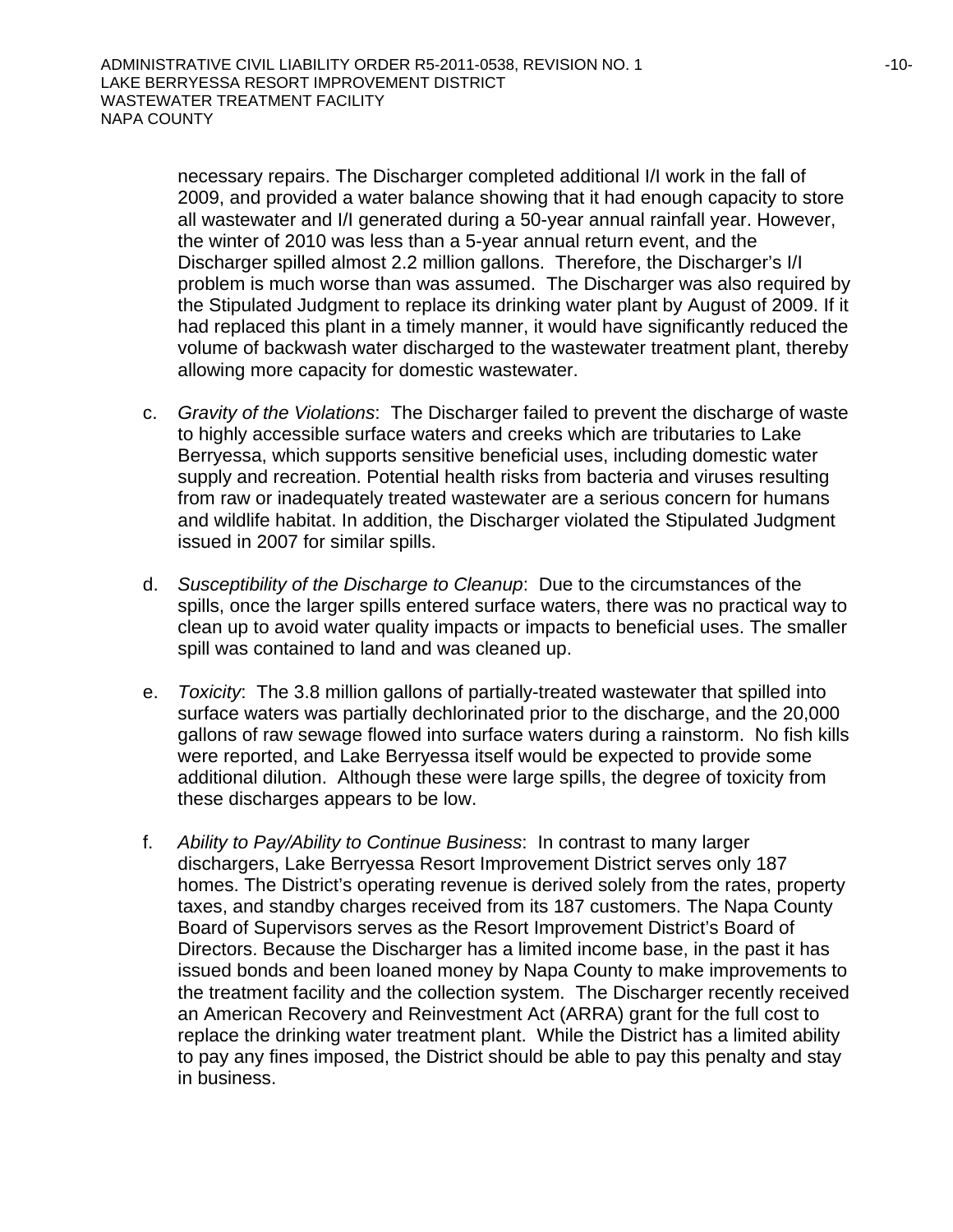necessary repairs. The Discharger completed additional I/I work in the fall of 2009, and provided a water balance showing that it had enough capacity to store all wastewater and I/I generated during a 50-year annual rainfall year. However, the winter of 2010 was less than a 5-year annual return event, and the Discharger spilled almost 2.2 million gallons. Therefore, the Discharger's I/I problem is much worse than was assumed. The Discharger was also required by the Stipulated Judgment to replace its drinking water plant by August of 2009. If it had replaced this plant in a timely manner, it would have significantly reduced the volume of backwash water discharged to the wastewater treatment plant, thereby allowing more capacity for domestic wastewater.

c. *Gravity of the Violations*: The Discharger failed to prevent the discharge of waste to highly accessible surface waters and creeks which are tributaries to Lake Berryessa, which supports sensitive beneficial uses, including domestic water supply and recreation. Potential health risks from bacteria and viruses resulting from raw or inadequately treated wastewater are a serious concern for humans and wildlife habitat. In addition, the Discharger violated the Stipulated Judgment issued in 2007 for similar spills.

d. *Susceptibility of the Discharge to Cleanup*: Due to the circumstances of the spills, once the larger spills entered surface waters, there was no practical way to clean up to avoid water quality impacts or impacts to beneficial uses. The smaller spill was contained to land and was cleaned up.

e. *Toxicity*: The 3.8 million gallons of partially-treated wastewater that spilled into surface waters was partially dechlorinated prior to the discharge, and the 20,000 gallons of raw sewage flowed into surface waters during a rainstorm. No fish kills were reported, and Lake Berryessa itself would be expected to provide some additional dilution. Although these were large spills, the degree of toxicity from these discharges appears to be low.

f. *Ability to Pay/Ability to Continue Business*: In contrast to many larger dischargers, Lake Berryessa Resort Improvement District serves only 187 homes. The District's operating revenue is derived solely from the rates, property taxes, and standby charges received from its 187 customers. The Napa County Board of Supervisors serves as the Resort Improvement District's Board of Directors. Because the Discharger has a limited income base, in the past it has issued bonds and been loaned money by Napa County to make improvements to the treatment facility and the collection system. The Discharger recently received an American Recovery and Reinvestment Act (ARRA) grant for the full cost to replace the drinking water treatment plant. While the District has a limited ability to pay any fines imposed, the District should be able to pay this penalty and stay in business.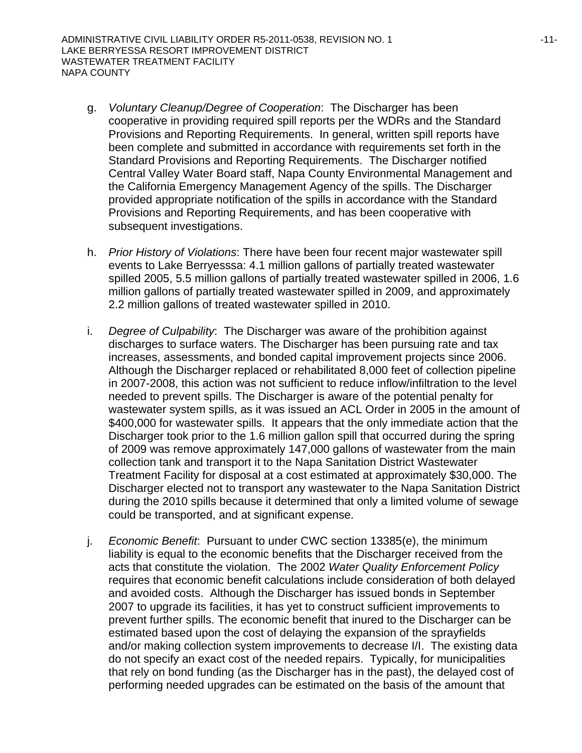g. *Voluntary Cleanup/Degree of Cooperation*: The Discharger has been cooperative in providing required spill reports per the WDRs and the Standard Provisions and Reporting Requirements. In general, written spill reports have been complete and submitted in accordance with requirements set forth in the Standard Provisions and Reporting Requirements. The Discharger notified Central Valley Water Board staff, Napa County Environmental Management and the California Emergency Management Agency of the spills. The Discharger provided appropriate notification of the spills in accordance with the Standard Provisions and Reporting Requirements, and has been cooperative with subsequent investigations.

h. *Prior History of Violations*: There have been four recent major wastewater spill events to Lake Berryesssa: 4.1 million gallons of partially treated wastewater spilled 2005, 5.5 million gallons of partially treated wastewater spilled in 2006, 1.6 million gallons of partially treated wastewater spilled in 2009, and approximately 2.2 million gallons of treated wastewater spilled in 2010.

i. *Degree of Culpability*: The Discharger was aware of the prohibition against discharges to surface waters. The Discharger has been pursuing rate and tax increases, assessments, and bonded capital improvement projects since 2006. Although the Discharger replaced or rehabilitated 8,000 feet of collection pipeline in 2007-2008, this action was not sufficient to reduce inflow/infiltration to the level needed to prevent spills. The Discharger is aware of the potential penalty for wastewater system spills, as it was issued an ACL Order in 2005 in the amount of $400,000 for wastewater spills. It appears that the only immediate action that the Discharger took prior to the 1.6 million gallon spill that occurred during the spring of 2009 was remove approximately 147,000 gallons of wastewater from the main collection tank and transport it to the Napa Sanitation District Wastewater Treatment Facility for disposal at a cost estimated at approximately $30,000. The Discharger elected not to transport any wastewater to the Napa Sanitation District during the 2010 spills because it determined that only a limited volume of sewage could be transported, and at significant expense.

j. *Economic Benefit*: Pursuant to under CWC section 13385(e), the minimum liability is equal to the economic benefits that the Discharger received from the acts that constitute the violation. The 2002 *Water Quality Enforcement Policy* requires that economic benefit calculations include consideration of both delayed and avoided costs. Although the Discharger has issued bonds in September 2007 to upgrade its facilities, it has yet to construct sufficient improvements to prevent further spills. The economic benefit that inured to the Discharger can be estimated based upon the cost of delaying the expansion of the sprayfields and/or making collection system improvements to decrease I/I. The existing data do not specify an exact cost of the needed repairs. Typically, for municipalities that rely on bond funding (as the Discharger has in the past), the delayed cost of performing needed upgrades can be estimated on the basis of the amount that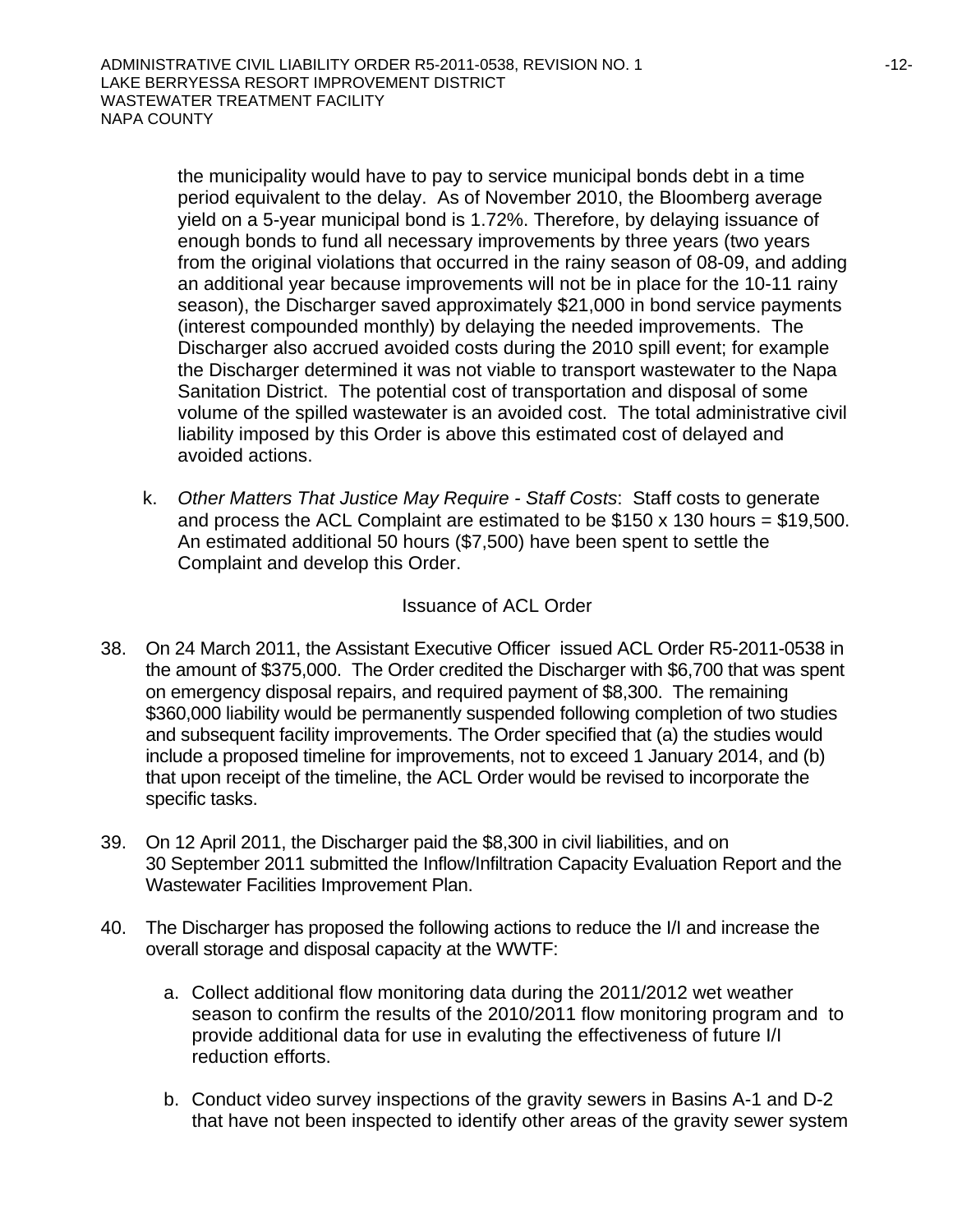the municipality would have to pay to service municipal bonds debt in a time period equivalent to the delay. As of November 2010, the Bloomberg average yield on a 5-year municipal bond is 1.72%. Therefore, by delaying issuance of enough bonds to fund all necessary improvements by three years (two years from the original violations that occurred in the rainy season of 08-09, and adding an additional year because improvements will not be in place for the 10-11 rainy season), the Discharger saved approximately $21,000 in bond service payments (interest compounded monthly) by delaying the needed improvements. The Discharger also accrued avoided costs during the 2010 spill event; for example the Discharger determined it was not viable to transport wastewater to the Napa Sanitation District. The potential cost of transportation and disposal of some volume of the spilled wastewater is an avoided cost. The total administrative civil liability imposed by this Order is above this estimated cost of delayed and avoided actions.

k. *Other Matters That Justice May Require - Staff Costs*: Staff costs to generate and process the ACL Complaint are estimated to be $150 x 130 hours = $19,500. An estimated additional 50 hours ($7,500) have been spent to settle the Complaint and develop this Order.

## Issuance of ACL Order

38. On 24 March 2011, the Assistant Executive Officer issued ACL Order R5-2011-0538 in the amount of $375,000. The Order credited the Discharger with $6,700 that was spent on emergency disposal repairs, and required payment of $8,300. The remaining $360,000 liability would be permanently suspended following completion of two studies and subsequent facility improvements. The Order specified that (a) the studies would include a proposed timeline for improvements, not to exceed 1 January 2014, and (b) that upon receipt of the timeline, the ACL Order would be revised to incorporate the specific tasks.

39. On 12 April 2011, the Discharger paid the $8,300 in civil liabilities, and on 30 September 2011 submitted the Inflow/Infiltration Capacity Evaluation Report and the Wastewater Facilities Improvement Plan.

40. The Discharger has proposed the following actions to reduce the I/I and increase the overall storage and disposal capacity at the WWTF:

    a. Collect additional flow monitoring data during the 2011/2012 wet weather season to confirm the results of the 2010/2011 flow monitoring program and to provide additional data for use in evaluting the effectiveness of future I/I reduction efforts.

    b. Conduct video survey inspections of the gravity sewers in Basins A-1 and D-2 that have not been inspected to identify other areas of the gravity sewer system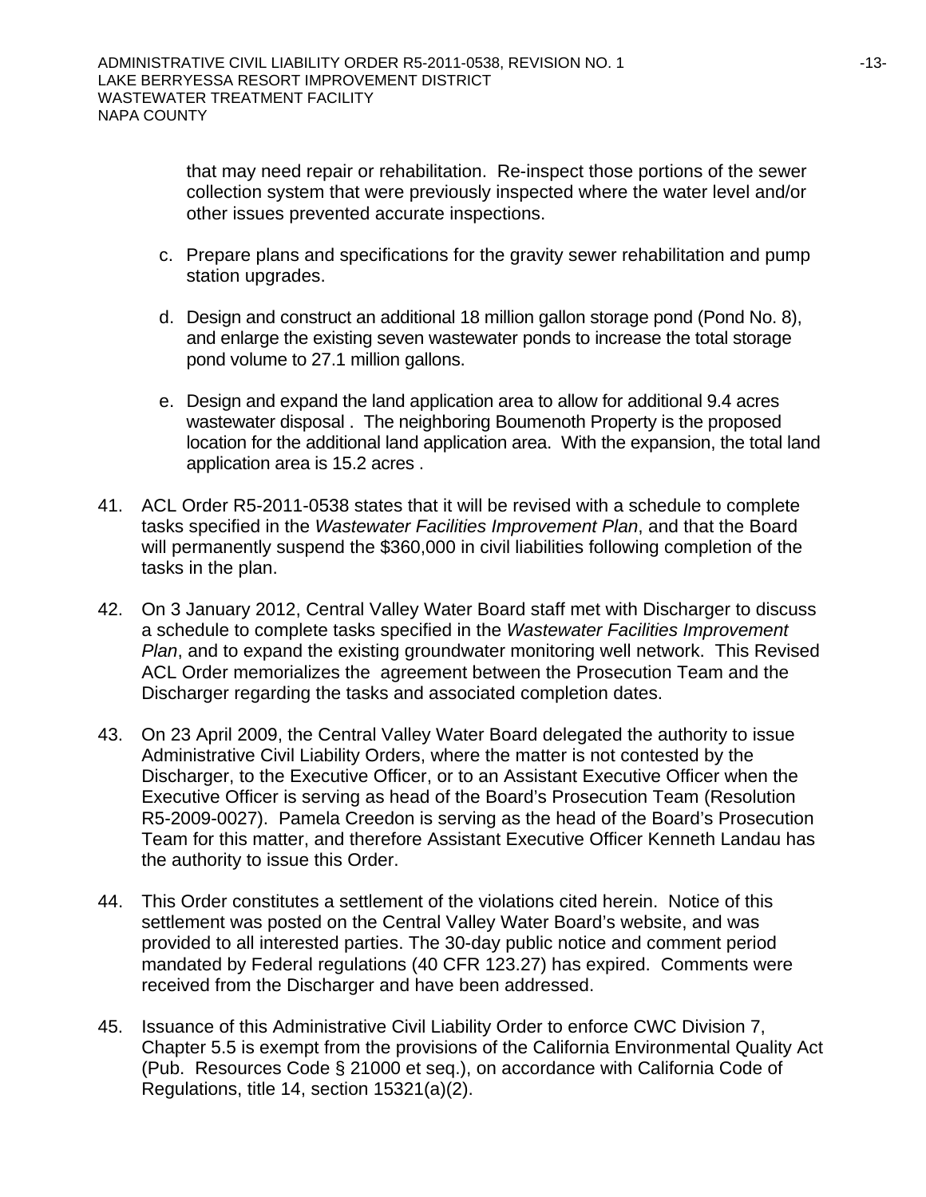that may need repair or rehabilitation. Re-inspect those portions of the sewer collection system that were previously inspected where the water level and/or other issues prevented accurate inspections.

c. Prepare plans and specifications for the gravity sewer rehabilitation and pump station upgrades.

d. Design and construct an additional 18 million gallon storage pond (Pond No. 8), and enlarge the existing seven wastewater ponds to increase the total storage pond volume to 27.1 million gallons.

e. Design and expand the land application area to allow for additional 9.4 acres wastewater disposal . The neighboring Boumenoth Property is the proposed location for the additional land application area. With the expansion, the total land application area is 15.2 acres .

41. ACL Order R5-2011-0538 states that it will be revised with a schedule to complete tasks specified in the *Wastewater Facilities Improvement Plan*, and that the Board will permanently suspend the $360,000 in civil liabilities following completion of the tasks in the plan.

42. On 3 January 2012, Central Valley Water Board staff met with Discharger to discuss a schedule to complete tasks specified in the *Wastewater Facilities Improvement Plan*, and to expand the existing groundwater monitoring well network. This Revised ACL Order memorializes the agreement between the Prosecution Team and the Discharger regarding the tasks and associated completion dates.

43. On 23 April 2009, the Central Valley Water Board delegated the authority to issue Administrative Civil Liability Orders, where the matter is not contested by the Discharger, to the Executive Officer, or to an Assistant Executive Officer when the Executive Officer is serving as head of the Board's Prosecution Team (Resolution R5-2009-0027). Pamela Creedon is serving as the head of the Board's Prosecution Team for this matter, and therefore Assistant Executive Officer Kenneth Landau has the authority to issue this Order.

44. This Order constitutes a settlement of the violations cited herein. Notice of this settlement was posted on the Central Valley Water Board's website, and was provided to all interested parties. The 30-day public notice and comment period mandated by Federal regulations (40 CFR 123.27) has expired. Comments were received from the Discharger and have been addressed.

45. Issuance of this Administrative Civil Liability Order to enforce CWC Division 7, Chapter 5.5 is exempt from the provisions of the California Environmental Quality Act (Pub. Resources Code § 21000 et seq.), on accordance with California Code of Regulations, title 14, section 15321(a)(2).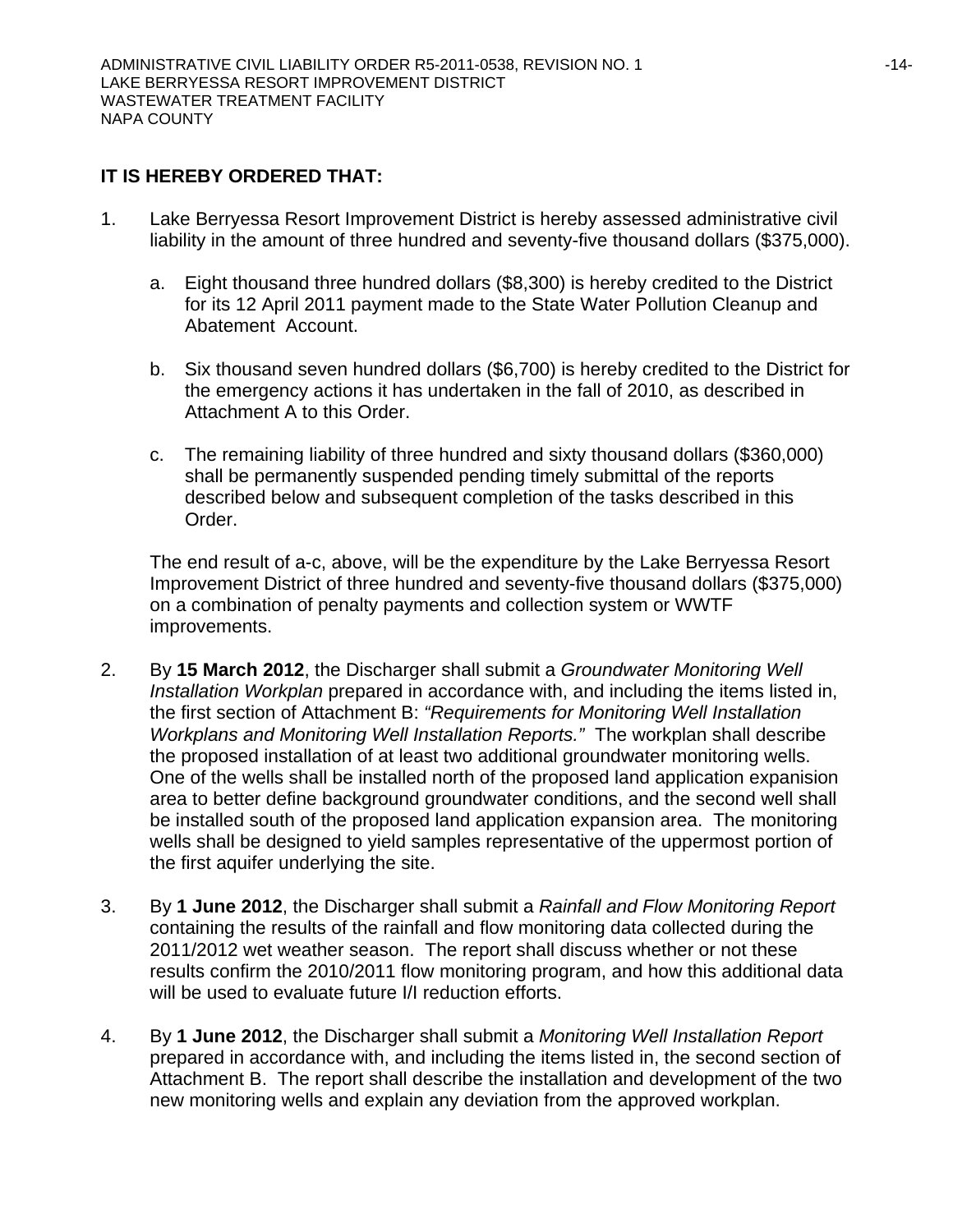**IT IS HEREBY ORDERED THAT:**

1. Lake Berryessa Resort Improvement District is hereby assessed administrative civil liability in the amount of three hundred and seventy-five thousand dollars ($375,000).

   a. Eight thousand three hundred dollars ($8,300) is hereby credited to the District for its 12 April 2011 payment made to the State Water Pollution Cleanup and Abatement Account.

   b. Six thousand seven hundred dollars ($6,700) is hereby credited to the District for the emergency actions it has undertaken in the fall of 2010, as described in Attachment A to this Order.

   c. The remaining liability of three hundred and sixty thousand dollars ($360,000) shall be permanently suspended pending timely submittal of the reports described below and subsequent completion of the tasks described in this Order.

   The end result of a-c, above, will be the expenditure by the Lake Berryessa Resort Improvement District of three hundred and seventy-five thousand dollars ($375,000) on a combination of penalty payments and collection system or WWTF improvements.

2. By **15 March 2012**, the Discharger shall submit a *Groundwater Monitoring Well Installation Workplan* prepared in accordance with, and including the items listed in, the first section of Attachment B: *"Requirements for Monitoring Well Installation Workplans and Monitoring Well Installation Reports."* The workplan shall describe the proposed installation of at least two additional groundwater monitoring wells. One of the wells shall be installed north of the proposed land application expanision area to better define background groundwater conditions, and the second well shall be installed south of the proposed land application expansion area. The monitoring wells shall be designed to yield samples representative of the uppermost portion of the first aquifer underlying the site.

3. By **1 June 2012**, the Discharger shall submit a *Rainfall and Flow Monitoring Report* containing the results of the rainfall and flow monitoring data collected during the 2011/2012 wet weather season. The report shall discuss whether or not these results confirm the 2010/2011 flow monitoring program, and how this additional data will be used to evaluate future I/I reduction efforts.

4. By **1 June 2012**, the Discharger shall submit a *Monitoring Well Installation Report* prepared in accordance with, and including the items listed in, the second section of Attachment B. The report shall describe the installation and development of the two new monitoring wells and explain any deviation from the approved workplan.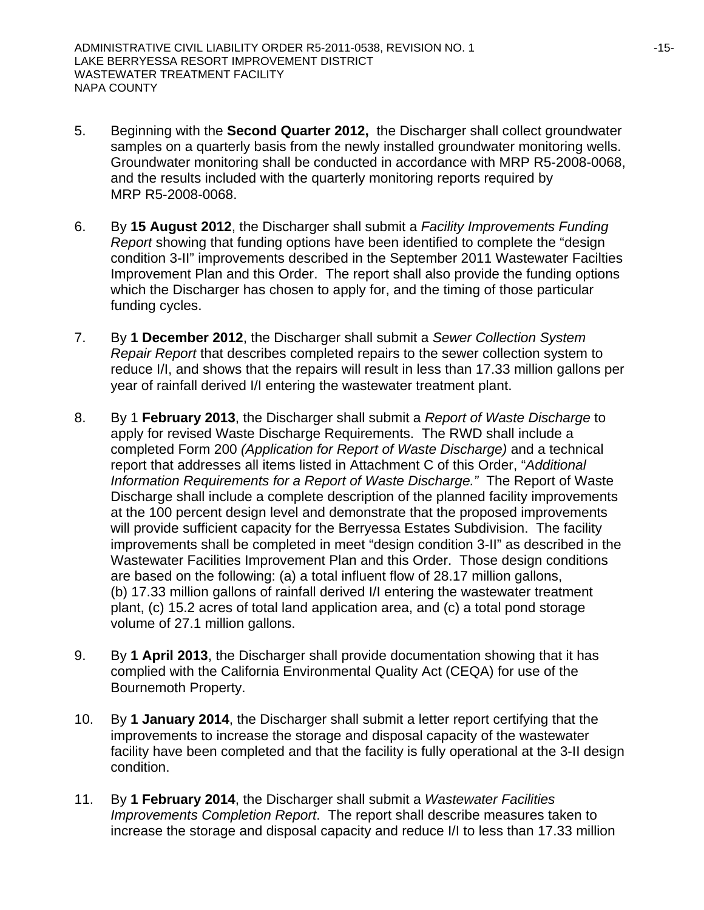5. Beginning with the **Second Quarter 2012,** the Discharger shall collect groundwater samples on a quarterly basis from the newly installed groundwater monitoring wells. Groundwater monitoring shall be conducted in accordance with MRP R5-2008-0068, and the results included with the quarterly monitoring reports required by MRP R5-2008-0068.

6. By **15 August 2012**, the Discharger shall submit a *Facility Improvements Funding Report* showing that funding options have been identified to complete the "design condition 3-II" improvements described in the September 2011 Wastewater Facilties Improvement Plan and this Order. The report shall also provide the funding options which the Discharger has chosen to apply for, and the timing of those particular funding cycles.

7. By **1 December 2012**, the Discharger shall submit a *Sewer Collection System Repair Report* that describes completed repairs to the sewer collection system to reduce I/I, and shows that the repairs will result in less than 17.33 million gallons per year of rainfall derived I/I entering the wastewater treatment plant.

8. By 1 **February 2013**, the Discharger shall submit a *Report of Waste Discharge* to apply for revised Waste Discharge Requirements. The RWD shall include a completed Form 200 *(Application for Report of Waste Discharge)* and a technical report that addresses all items listed in Attachment C of this Order, "*Additional Information Requirements for a Report of Waste Discharge."* The Report of Waste Discharge shall include a complete description of the planned facility improvements at the 100 percent design level and demonstrate that the proposed improvements will provide sufficient capacity for the Berryessa Estates Subdivision. The facility improvements shall be completed in meet "design condition 3-II" as described in the Wastewater Facilities Improvement Plan and this Order. Those design conditions are based on the following: (a) a total influent flow of 28.17 million gallons, (b) 17.33 million gallons of rainfall derived I/I entering the wastewater treatment plant, (c) 15.2 acres of total land application area, and (c) a total pond storage volume of 27.1 million gallons.

9. By **1 April 2013**, the Discharger shall provide documentation showing that it has complied with the California Environmental Quality Act (CEQA) for use of the Bournemoth Property.

10. By **1 January 2014**, the Discharger shall submit a letter report certifying that the improvements to increase the storage and disposal capacity of the wastewater facility have been completed and that the facility is fully operational at the 3-II design condition.

11. By **1 February 2014**, the Discharger shall submit a *Wastewater Facilities Improvements Completion Report*. The report shall describe measures taken to increase the storage and disposal capacity and reduce I/I to less than 17.33 million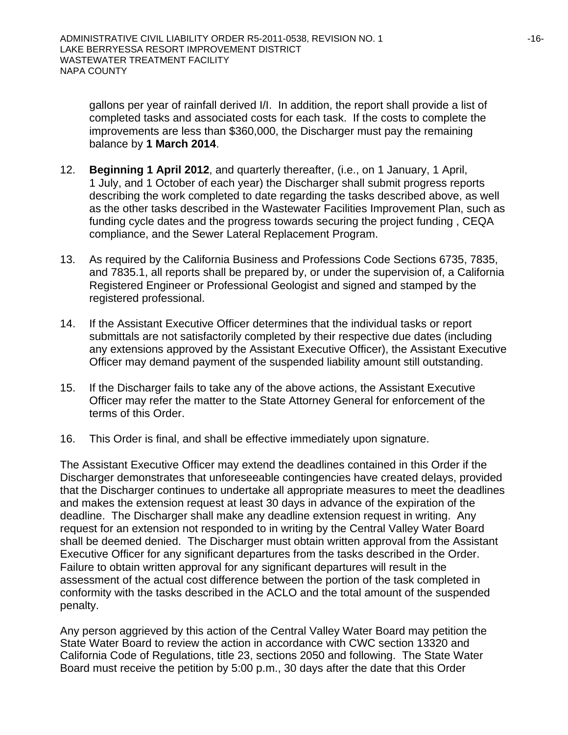gallons per year of rainfall derived I/I. In addition, the report shall provide a list of completed tasks and associated costs for each task. If the costs to complete the improvements are less than $360,000, the Discharger must pay the remaining balance by **1 March 2014**.

12. **Beginning 1 April 2012**, and quarterly thereafter, (i.e., on 1 January, 1 April, 1 July, and 1 October of each year) the Discharger shall submit progress reports describing the work completed to date regarding the tasks described above, as well as the other tasks described in the Wastewater Facilities Improvement Plan, such as funding cycle dates and the progress towards securing the project funding , CEQA compliance, and the Sewer Lateral Replacement Program.

13. As required by the California Business and Professions Code Sections 6735, 7835, and 7835.1, all reports shall be prepared by, or under the supervision of, a California Registered Engineer or Professional Geologist and signed and stamped by the registered professional.

14. If the Assistant Executive Officer determines that the individual tasks or report submittals are not satisfactorily completed by their respective due dates (including any extensions approved by the Assistant Executive Officer), the Assistant Executive Officer may demand payment of the suspended liability amount still outstanding.

15. If the Discharger fails to take any of the above actions, the Assistant Executive Officer may refer the matter to the State Attorney General for enforcement of the terms of this Order.

16. This Order is final, and shall be effective immediately upon signature.

The Assistant Executive Officer may extend the deadlines contained in this Order if the Discharger demonstrates that unforeseeable contingencies have created delays, provided that the Discharger continues to undertake all appropriate measures to meet the deadlines and makes the extension request at least 30 days in advance of the expiration of the deadline. The Discharger shall make any deadline extension request in writing. Any request for an extension not responded to in writing by the Central Valley Water Board shall be deemed denied. The Discharger must obtain written approval from the Assistant Executive Officer for any significant departures from the tasks described in the Order. Failure to obtain written approval for any significant departures will result in the assessment of the actual cost difference between the portion of the task completed in conformity with the tasks described in the ACLO and the total amount of the suspended penalty.

Any person aggrieved by this action of the Central Valley Water Board may petition the State Water Board to review the action in accordance with CWC section 13320 and California Code of Regulations, title 23, sections 2050 and following. The State Water Board must receive the petition by 5:00 p.m., 30 days after the date that this Order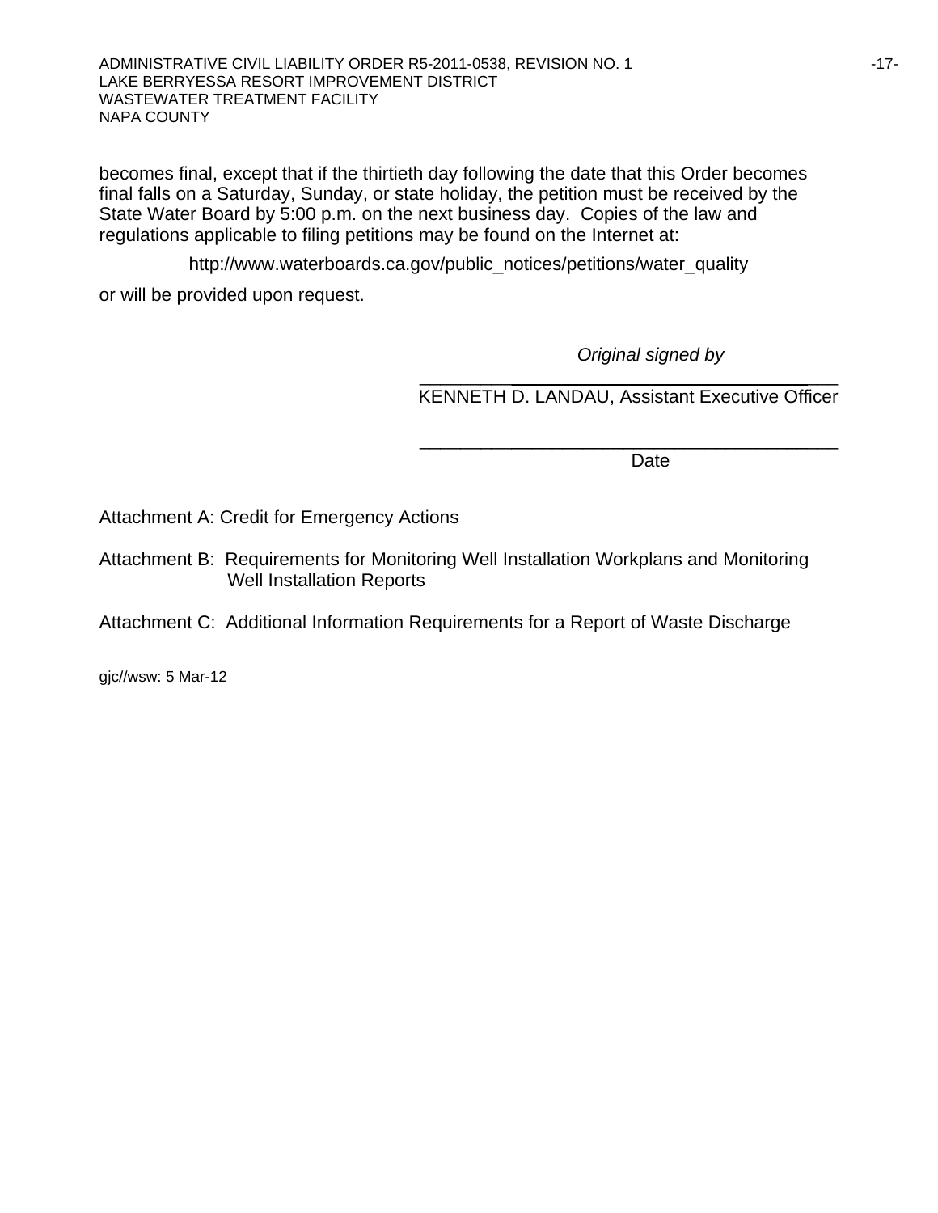becomes final, except that if the thirtieth day following the date that this Order becomes final falls on a Saturday, Sunday, or state holiday, the petition must be received by the State Water Board by 5:00 p.m. on the next business day. Copies of the law and regulations applicable to filing petitions may be found on the Internet at:

http://www.waterboards.ca.gov/public_notices/petitions/water_quality

or will be provided upon request.

*Original signed by*

_______________________________________

KENNETH D. LANDAU, Assistant Executive Officer

_______________________________________

Date

Attachment A: Credit for Emergency Actions

Attachment B: Requirements for Monitoring Well Installation Workplans and Monitoring Well Installation Reports

Attachment C: Additional Information Requirements for a Report of Waste Discharge

gjc//wsw: 5 Mar-12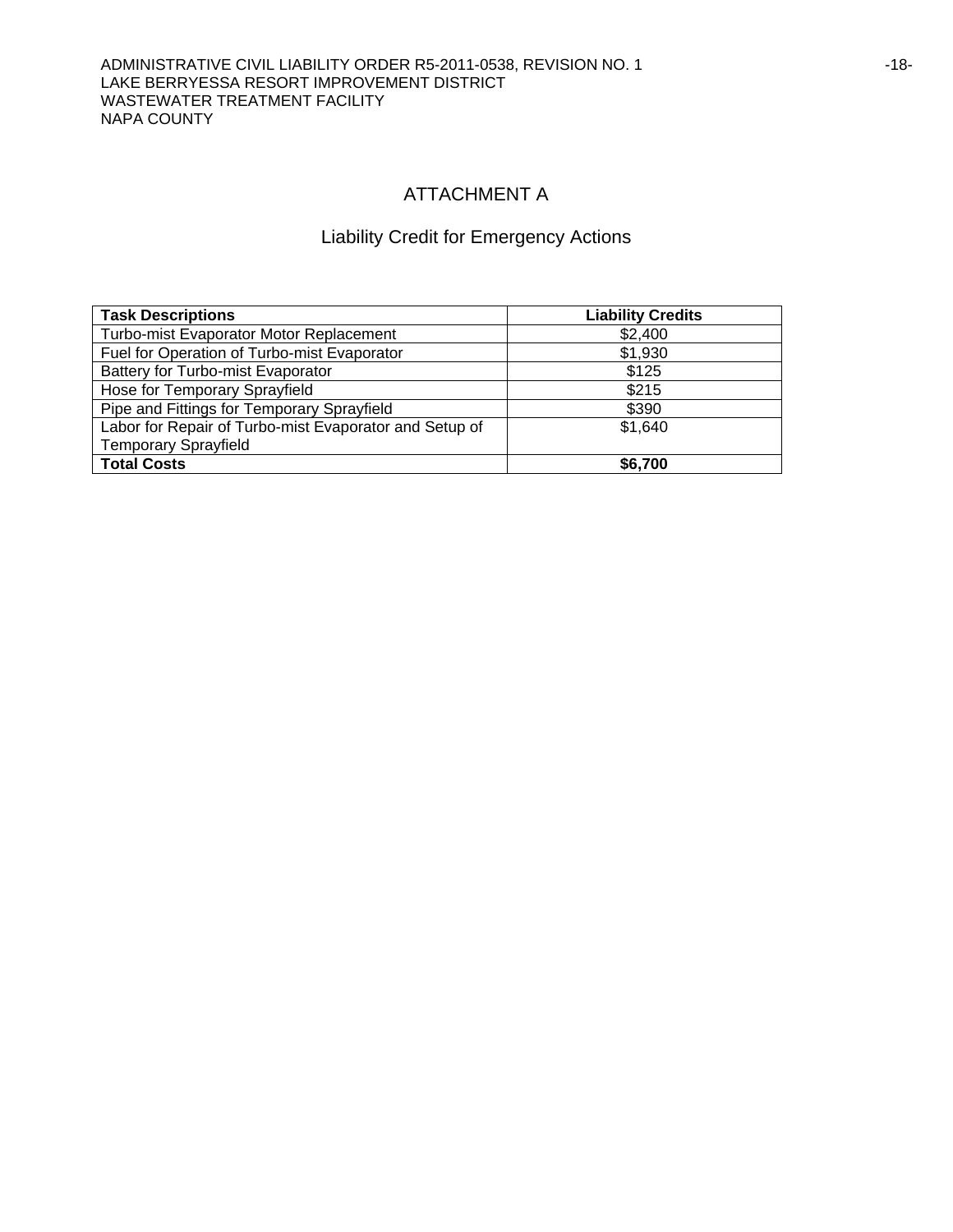# ATTACHMENT A

## Liability Credit for Emergency Actions

| **Task Descriptions** | **Liability Credits** |
|---|---|
| Turbo-mist Evaporator Motor Replacement | $2,400 |
| Fuel for Operation of Turbo-mist Evaporator | $1,930 |
| Battery for Turbo-mist Evaporator | $125 |
| Hose for Temporary Sprayfield | $215 |
| Pipe and Fittings for Temporary Sprayfield | $390 |
| Labor for Repair of Turbo-mist Evaporator and Setup of Temporary Sprayfield | $1,640 |
| **Total Costs** | **$6,700** |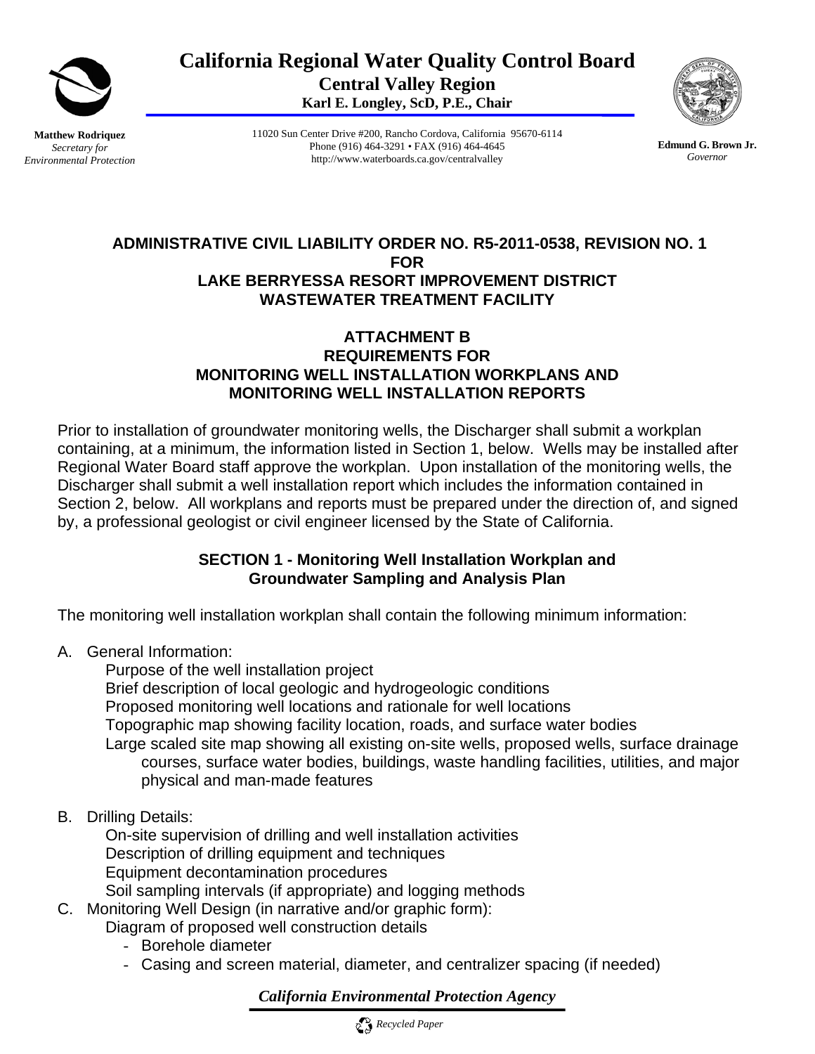California Regional Water Quality Control Board
Central Valley Region
Karl E. Longley, ScD, P.E., Chair

Matthew Rodriquez
*Secretary for Environmental Protection*

11020 Sun Center Drive #200, Rancho Cordova, California 95670-6114
Phone (916) 464-3291 • FAX (916) 464-4645
http://www.waterboards.ca.gov/centralvalley

Edmund G. Brown Jr.
*Governor*

## ADMINISTRATIVE CIVIL LIABILITY ORDER NO. R5-2011-0538, REVISION NO. 1 FOR LAKE BERRYESSA RESORT IMPROVEMENT DISTRICT WASTEWATER TREATMENT FACILITY

## ATTACHMENT B REQUIREMENTS FOR MONITORING WELL INSTALLATION WORKPLANS AND MONITORING WELL INSTALLATION REPORTS

Prior to installation of groundwater monitoring wells, the Discharger shall submit a workplan containing, at a minimum, the information listed in Section 1, below. Wells may be installed after Regional Water Board staff approve the workplan. Upon installation of the monitoring wells, the Discharger shall submit a well installation report which includes the information contained in Section 2, below. All workplans and reports must be prepared under the direction of, and signed by, a professional geologist or civil engineer licensed by the State of California.

### SECTION 1 - Monitoring Well Installation Workplan and Groundwater Sampling and Analysis Plan

The monitoring well installation workplan shall contain the following minimum information:

A. General Information:
   Purpose of the well installation project
   Brief description of local geologic and hydrogeologic conditions
   Proposed monitoring well locations and rationale for well locations
   Topographic map showing facility location, roads, and surface water bodies
   Large scaled site map showing all existing on-site wells, proposed wells, surface drainage courses, surface water bodies, buildings, waste handling facilities, utilities, and major physical and man-made features

B. Drilling Details:
   On-site supervision of drilling and well installation activities
   Description of drilling equipment and techniques
   Equipment decontamination procedures
   Soil sampling intervals (if appropriate) and logging methods

C. Monitoring Well Design (in narrative and/or graphic form):
   Diagram of proposed well construction details
   - Borehole diameter
   - Casing and screen material, diameter, and centralizer spacing (if needed)

*California Environmental Protection Agency*

*Recycled Paper*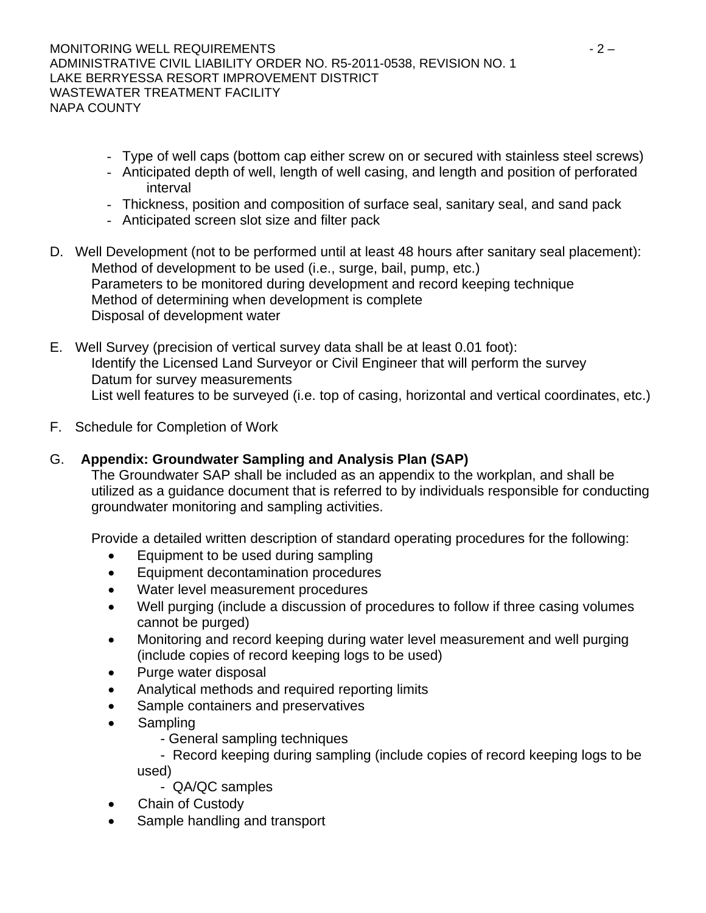- Type of well caps (bottom cap either screw on or secured with stainless steel screws)
- Anticipated depth of well, length of well casing, and length and position of perforated interval
- Thickness, position and composition of surface seal, sanitary seal, and sand pack
- Anticipated screen slot size and filter pack

D. Well Development (not to be performed until at least 48 hours after sanitary seal placement):
   Method of development to be used (i.e., surge, bail, pump, etc.)
   Parameters to be monitored during development and record keeping technique
   Method of determining when development is complete
   Disposal of development water

E. Well Survey (precision of vertical survey data shall be at least 0.01 foot):
   Identify the Licensed Land Surveyor or Civil Engineer that will perform the survey
   Datum for survey measurements
   List well features to be surveyed (i.e. top of casing, horizontal and vertical coordinates, etc.)

F. Schedule for Completion of Work

G. **Appendix: Groundwater Sampling and Analysis Plan (SAP)**
   The Groundwater SAP shall be included as an appendix to the workplan, and shall be utilized as a guidance document that is referred to by individuals responsible for conducting groundwater monitoring and sampling activities.

   Provide a detailed written description of standard operating procedures for the following:
   - Equipment to be used during sampling
   - Equipment decontamination procedures
   - Water level measurement procedures
   - Well purging (include a discussion of procedures to follow if three casing volumes cannot be purged)
   - Monitoring and record keeping during water level measurement and well purging (include copies of record keeping logs to be used)
   - Purge water disposal
   - Analytical methods and required reporting limits
   - Sample containers and preservatives
   - Sampling
     - General sampling techniques
     - Record keeping during sampling (include copies of record keeping logs to be used)
     - QA/QC samples
   - Chain of Custody
   - Sample handling and transport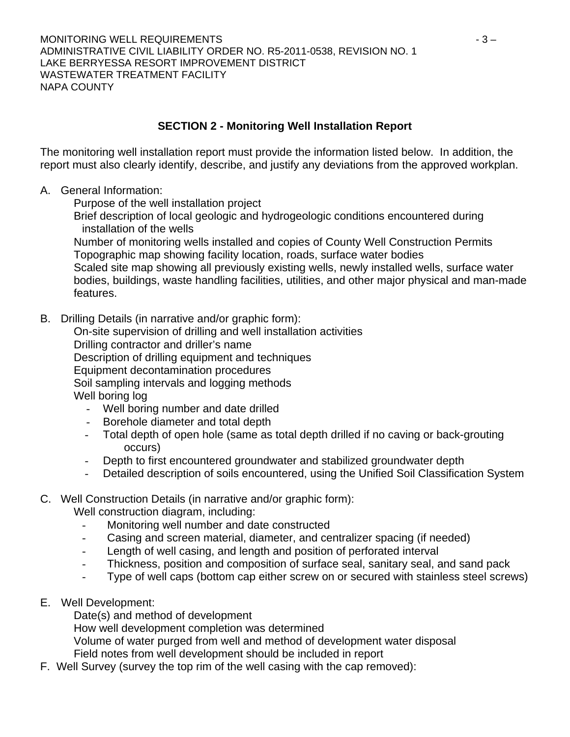## SECTION 2 - Monitoring Well Installation Report

The monitoring well installation report must provide the information listed below. In addition, the report must also clearly identify, describe, and justify any deviations from the approved workplan.

A. General Information:

Purpose of the well installation project
Brief description of local geologic and hydrogeologic conditions encountered during installation of the wells
Number of monitoring wells installed and copies of County Well Construction Permits
Topographic map showing facility location, roads, surface water bodies
Scaled site map showing all previously existing wells, newly installed wells, surface water bodies, buildings, waste handling facilities, utilities, and other major physical and man-made features.

B. Drilling Details (in narrative and/or graphic form):

On-site supervision of drilling and well installation activities
Drilling contractor and driller's name
Description of drilling equipment and techniques
Equipment decontamination procedures
Soil sampling intervals and logging methods
Well boring log

- Well boring number and date drilled
- Borehole diameter and total depth
- Total depth of open hole (same as total depth drilled if no caving or back-grouting occurs)
- Depth to first encountered groundwater and stabilized groundwater depth
- Detailed description of soils encountered, using the Unified Soil Classification System

C. Well Construction Details (in narrative and/or graphic form):

Well construction diagram, including:

- Monitoring well number and date constructed
- Casing and screen material, diameter, and centralizer spacing (if needed)
- Length of well casing, and length and position of perforated interval
- Thickness, position and composition of surface seal, sanitary seal, and sand pack
- Type of well caps (bottom cap either screw on or secured with stainless steel screws)

E. Well Development:

Date(s) and method of development
How well development completion was determined
Volume of water purged from well and method of development water disposal
Field notes from well development should be included in report

F. Well Survey (survey the top rim of the well casing with the cap removed):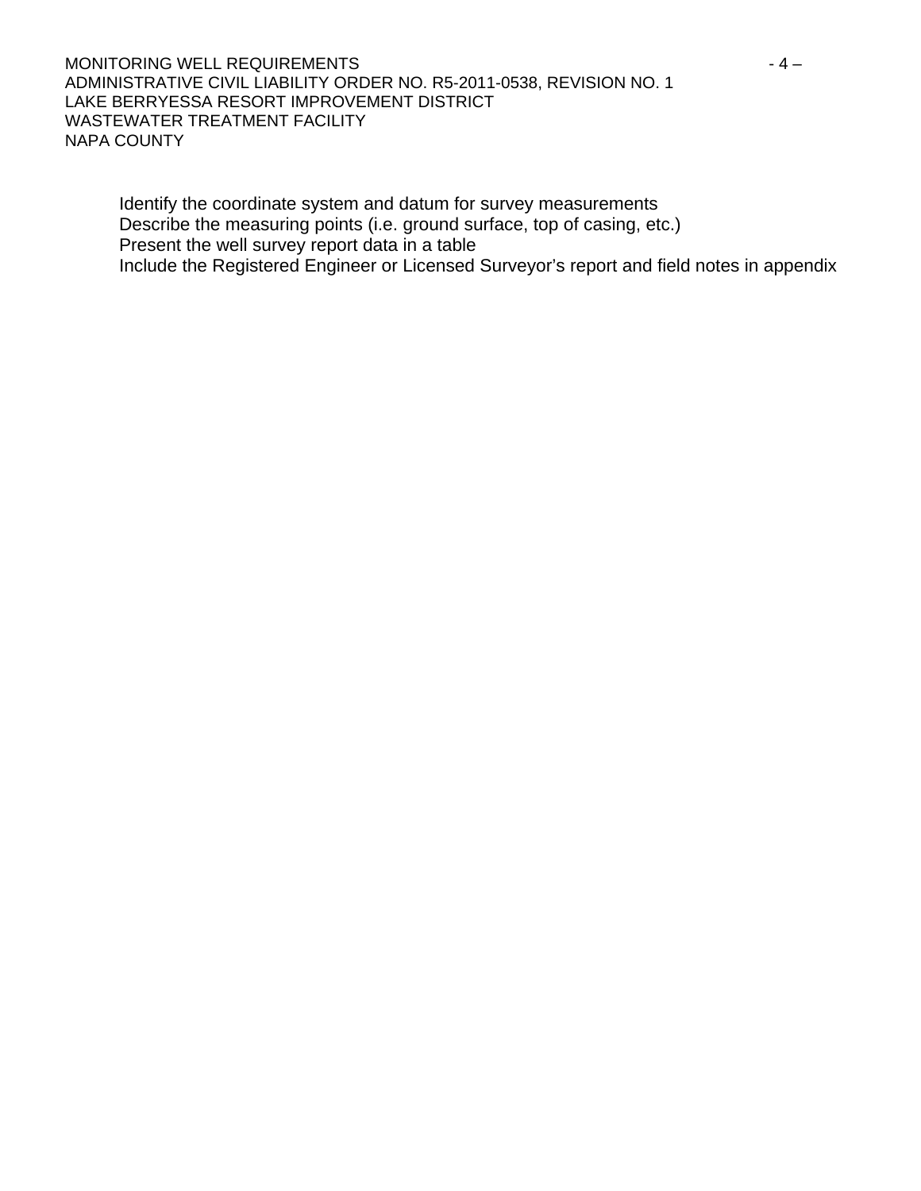Identify the coordinate system and datum for survey measurements
Describe the measuring points (i.e. ground surface, top of casing, etc.)
Present the well survey report data in a table
Include the Registered Engineer or Licensed Surveyor's report and field notes in appendix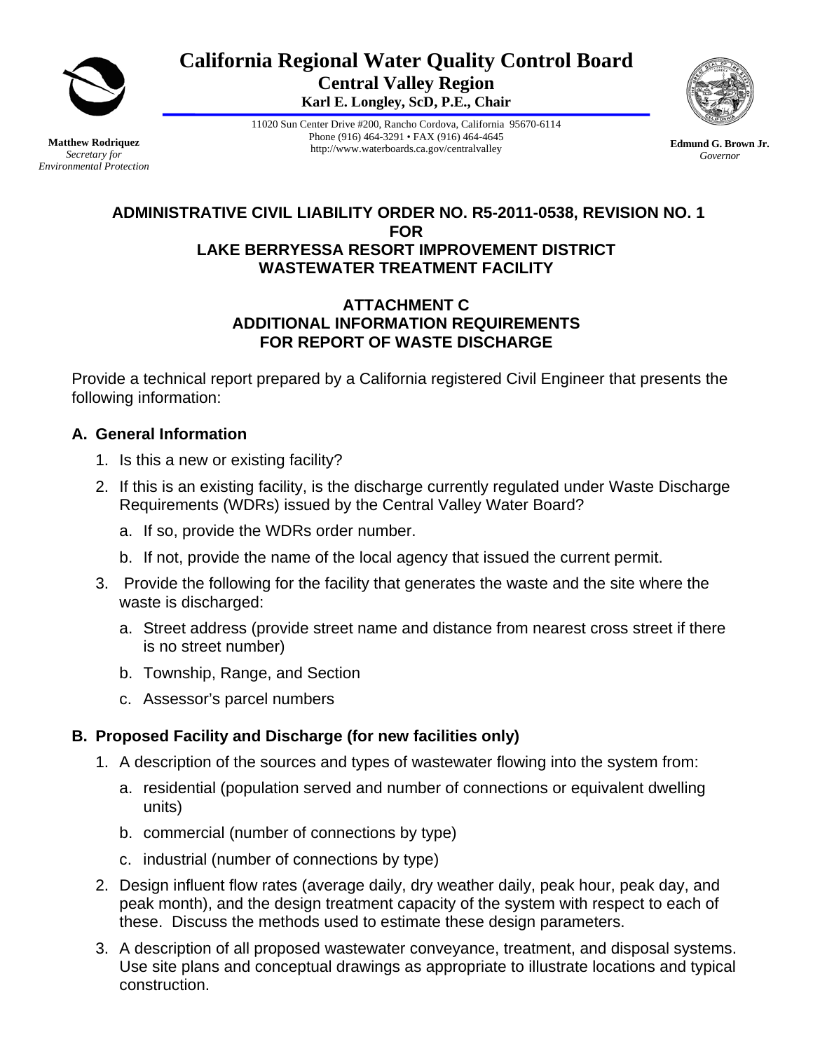California Regional Water Quality Control Board
Central Valley Region
Karl E. Longley, ScD, P.E., Chair

11020 Sun Center Drive #200, Rancho Cordova, California 95670-6114
Phone (916) 464-3291 • FAX (916) 464-4645
http://www.waterboards.ca.gov/centralvalley

**Matthew Rodriquez**
*Secretary for Environmental Protection*

**Edmund G. Brown Jr.**
*Governor*

## ADMINISTRATIVE CIVIL LIABILITY ORDER NO. R5-2011-0538, REVISION NO. 1 FOR LAKE BERRYESSA RESORT IMPROVEMENT DISTRICT WASTEWATER TREATMENT FACILITY

## ATTACHMENT C ADDITIONAL INFORMATION REQUIREMENTS FOR REPORT OF WASTE DISCHARGE

Provide a technical report prepared by a California registered Civil Engineer that presents the following information:

### A. General Information

1. Is this a new or existing facility?
2. If this is an existing facility, is the discharge currently regulated under Waste Discharge Requirements (WDRs) issued by the Central Valley Water Board?
   a. If so, provide the WDRs order number.
   b. If not, provide the name of the local agency that issued the current permit.
3. Provide the following for the facility that generates the waste and the site where the waste is discharged:
   a. Street address (provide street name and distance from nearest cross street if there is no street number)
   b. Township, Range, and Section
   c. Assessor's parcel numbers

### B. Proposed Facility and Discharge (for new facilities only)

1. A description of the sources and types of wastewater flowing into the system from:
   a. residential (population served and number of connections or equivalent dwelling units)
   b. commercial (number of connections by type)
   c. industrial (number of connections by type)
2. Design influent flow rates (average daily, dry weather daily, peak hour, peak day, and peak month), and the design treatment capacity of the system with respect to each of these. Discuss the methods used to estimate these design parameters.
3. A description of all proposed wastewater conveyance, treatment, and disposal systems. Use site plans and conceptual drawings as appropriate to illustrate locations and typical construction.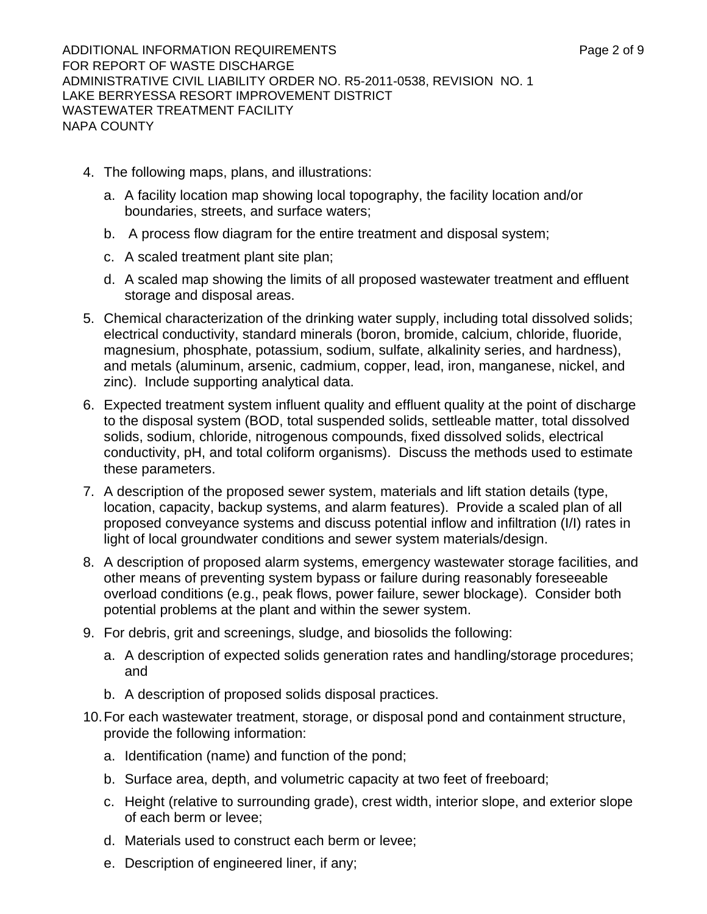4. The following maps, plans, and illustrations:

    a. A facility location map showing local topography, the facility location and/or boundaries, streets, and surface waters;

    b. A process flow diagram for the entire treatment and disposal system;

    c. A scaled treatment plant site plan;

    d. A scaled map showing the limits of all proposed wastewater treatment and effluent storage and disposal areas.

5. Chemical characterization of the drinking water supply, including total dissolved solids; electrical conductivity, standard minerals (boron, bromide, calcium, chloride, fluoride, magnesium, phosphate, potassium, sodium, sulfate, alkalinity series, and hardness), and metals (aluminum, arsenic, cadmium, copper, lead, iron, manganese, nickel, and zinc). Include supporting analytical data.

6. Expected treatment system influent quality and effluent quality at the point of discharge to the disposal system (BOD, total suspended solids, settleable matter, total dissolved solids, sodium, chloride, nitrogenous compounds, fixed dissolved solids, electrical conductivity, pH, and total coliform organisms). Discuss the methods used to estimate these parameters.

7. A description of the proposed sewer system, materials and lift station details (type, location, capacity, backup systems, and alarm features). Provide a scaled plan of all proposed conveyance systems and discuss potential inflow and infiltration (I/I) rates in light of local groundwater conditions and sewer system materials/design.

8. A description of proposed alarm systems, emergency wastewater storage facilities, and other means of preventing system bypass or failure during reasonably foreseeable overload conditions (e.g., peak flows, power failure, sewer blockage). Consider both potential problems at the plant and within the sewer system.

9. For debris, grit and screenings, sludge, and biosolids the following:

    a. A description of expected solids generation rates and handling/storage procedures; and

    b. A description of proposed solids disposal practices.

10. For each wastewater treatment, storage, or disposal pond and containment structure, provide the following information:

    a. Identification (name) and function of the pond;

    b. Surface area, depth, and volumetric capacity at two feet of freeboard;

    c. Height (relative to surrounding grade), crest width, interior slope, and exterior slope of each berm or levee;

    d. Materials used to construct each berm or levee;

    e. Description of engineered liner, if any;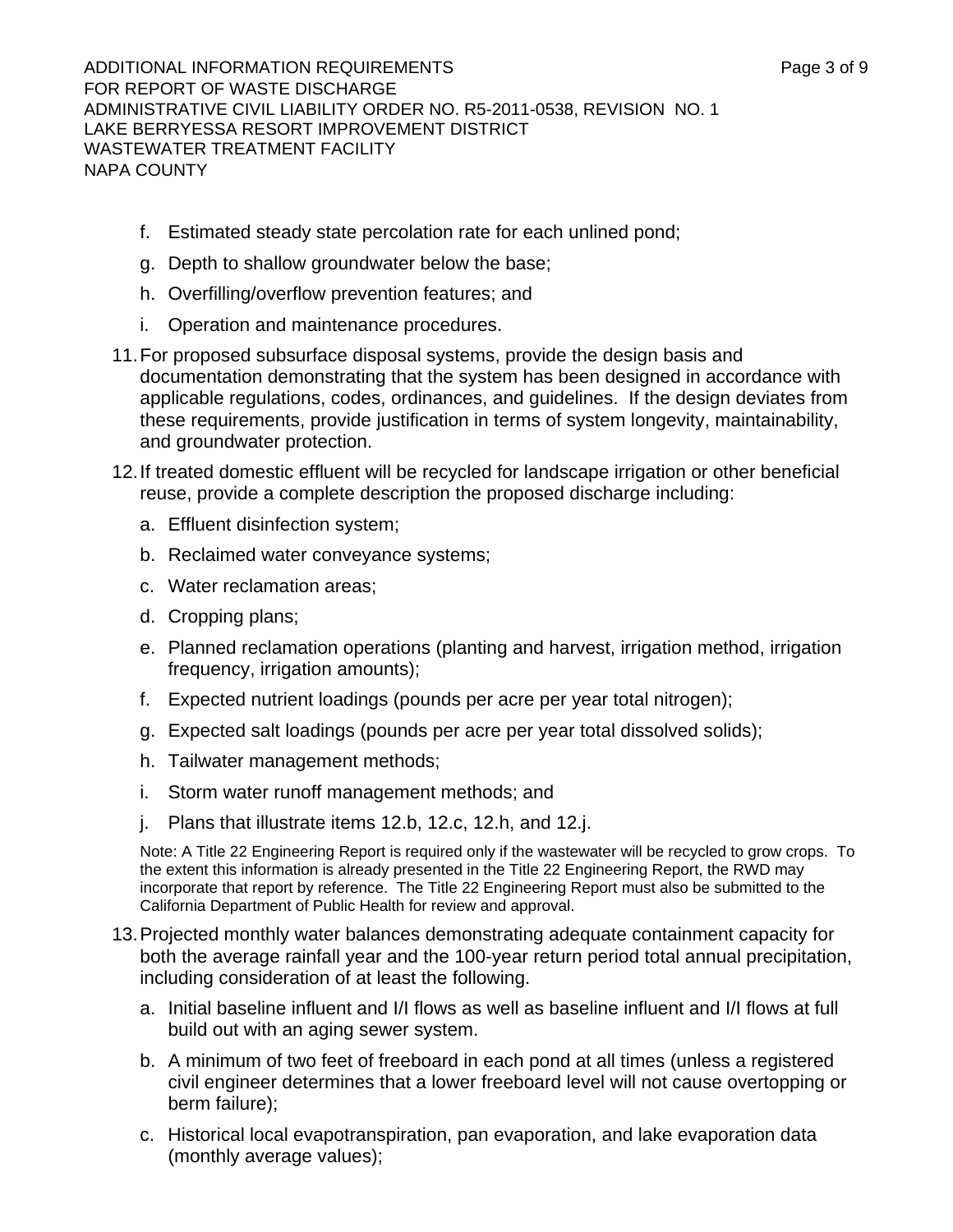f. Estimated steady state percolation rate for each unlined pond;

g. Depth to shallow groundwater below the base;

h. Overfilling/overflow prevention features; and

i. Operation and maintenance procedures.

11. For proposed subsurface disposal systems, provide the design basis and documentation demonstrating that the system has been designed in accordance with applicable regulations, codes, ordinances, and guidelines. If the design deviates from these requirements, provide justification in terms of system longevity, maintainability, and groundwater protection.

12. If treated domestic effluent will be recycled for landscape irrigation or other beneficial reuse, provide a complete description the proposed discharge including:

    a. Effluent disinfection system;

    b. Reclaimed water conveyance systems;

    c. Water reclamation areas;

    d. Cropping plans;

    e. Planned reclamation operations (planting and harvest, irrigation method, irrigation frequency, irrigation amounts);

    f. Expected nutrient loadings (pounds per acre per year total nitrogen);

    g. Expected salt loadings (pounds per acre per year total dissolved solids);

    h. Tailwater management methods;

    i. Storm water runoff management methods; and

    j. Plans that illustrate items 12.b, 12.c, 12.h, and 12.j.

    Note: A Title 22 Engineering Report is required only if the wastewater will be recycled to grow crops. To the extent this information is already presented in the Title 22 Engineering Report, the RWD may incorporate that report by reference. The Title 22 Engineering Report must also be submitted to the California Department of Public Health for review and approval.

13. Projected monthly water balances demonstrating adequate containment capacity for both the average rainfall year and the 100-year return period total annual precipitation, including consideration of at least the following.

    a. Initial baseline influent and I/I flows as well as baseline influent and I/I flows at full build out with an aging sewer system.

    b. A minimum of two feet of freeboard in each pond at all times (unless a registered civil engineer determines that a lower freeboard level will not cause overtopping or berm failure);

    c. Historical local evapotranspiration, pan evaporation, and lake evaporation data (monthly average values);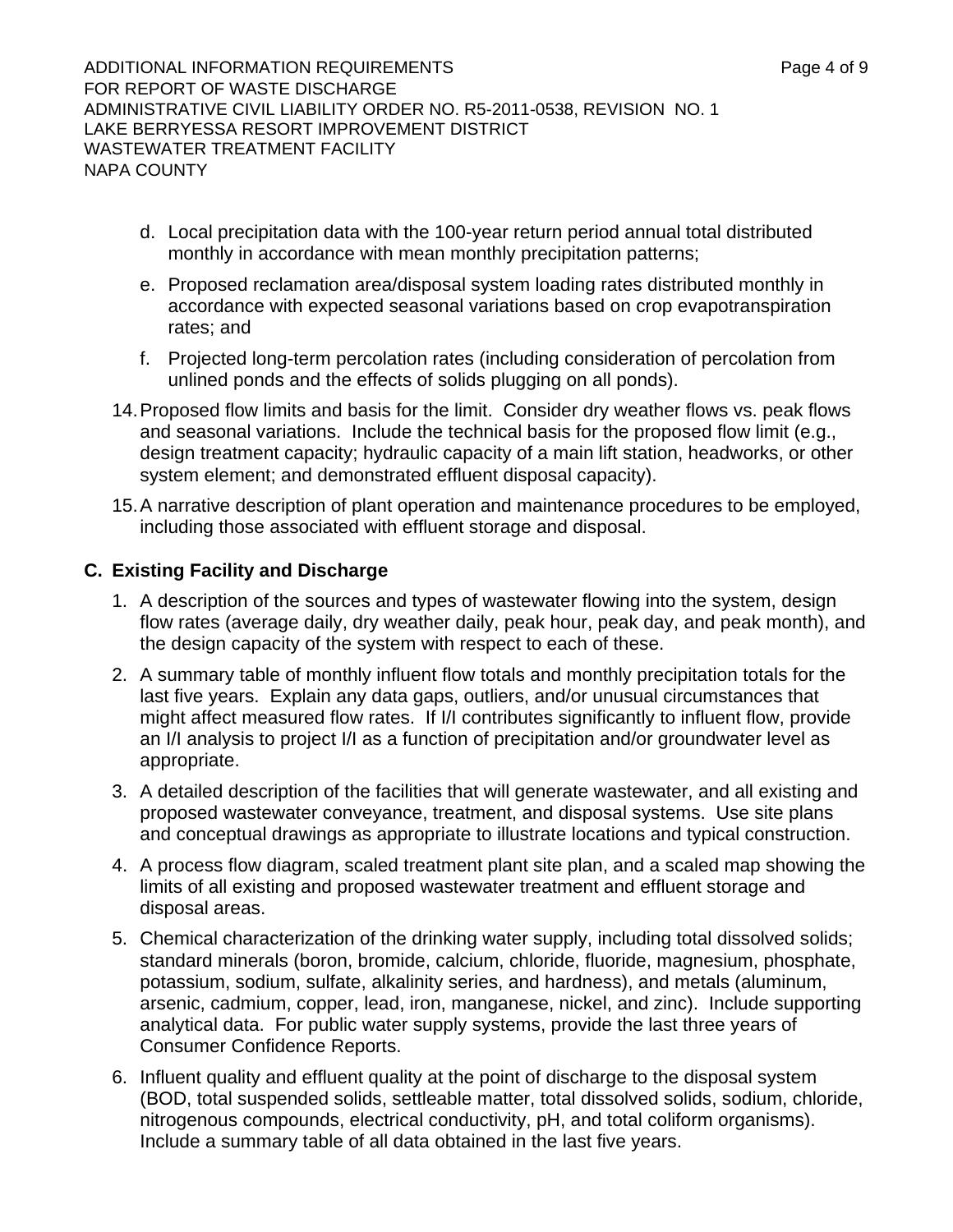d. Local precipitation data with the 100-year return period annual total distributed monthly in accordance with mean monthly precipitation patterns;

e. Proposed reclamation area/disposal system loading rates distributed monthly in accordance with expected seasonal variations based on crop evapotranspiration rates; and

f. Projected long-term percolation rates (including consideration of percolation from unlined ponds and the effects of solids plugging on all ponds).

14. Proposed flow limits and basis for the limit. Consider dry weather flows vs. peak flows and seasonal variations. Include the technical basis for the proposed flow limit (e.g., design treatment capacity; hydraulic capacity of a main lift station, headworks, or other system element; and demonstrated effluent disposal capacity).

15. A narrative description of plant operation and maintenance procedures to be employed, including those associated with effluent storage and disposal.

## C. Existing Facility and Discharge

1. A description of the sources and types of wastewater flowing into the system, design flow rates (average daily, dry weather daily, peak hour, peak day, and peak month), and the design capacity of the system with respect to each of these.

2. A summary table of monthly influent flow totals and monthly precipitation totals for the last five years. Explain any data gaps, outliers, and/or unusual circumstances that might affect measured flow rates. If I/I contributes significantly to influent flow, provide an I/I analysis to project I/I as a function of precipitation and/or groundwater level as appropriate.

3. A detailed description of the facilities that will generate wastewater, and all existing and proposed wastewater conveyance, treatment, and disposal systems. Use site plans and conceptual drawings as appropriate to illustrate locations and typical construction.

4. A process flow diagram, scaled treatment plant site plan, and a scaled map showing the limits of all existing and proposed wastewater treatment and effluent storage and disposal areas.

5. Chemical characterization of the drinking water supply, including total dissolved solids; standard minerals (boron, bromide, calcium, chloride, fluoride, magnesium, phosphate, potassium, sodium, sulfate, alkalinity series, and hardness), and metals (aluminum, arsenic, cadmium, copper, lead, iron, manganese, nickel, and zinc). Include supporting analytical data. For public water supply systems, provide the last three years of Consumer Confidence Reports.

6. Influent quality and effluent quality at the point of discharge to the disposal system (BOD, total suspended solids, settleable matter, total dissolved solids, sodium, chloride, nitrogenous compounds, electrical conductivity, pH, and total coliform organisms). Include a summary table of all data obtained in the last five years.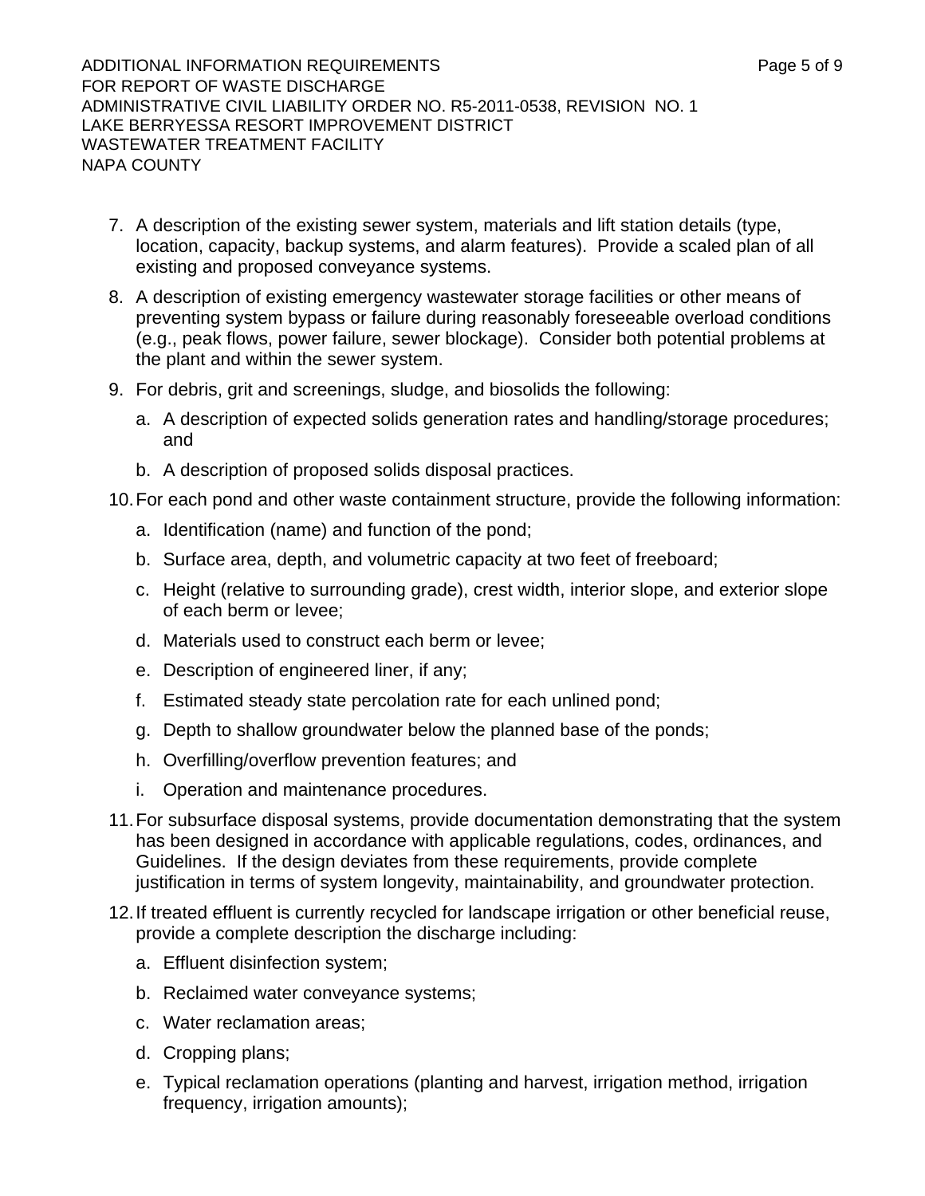7. A description of the existing sewer system, materials and lift station details (type, location, capacity, backup systems, and alarm features). Provide a scaled plan of all existing and proposed conveyance systems.

8. A description of existing emergency wastewater storage facilities or other means of preventing system bypass or failure during reasonably foreseeable overload conditions (e.g., peak flows, power failure, sewer blockage). Consider both potential problems at the plant and within the sewer system.

9. For debris, grit and screenings, sludge, and biosolids the following:

   a. A description of expected solids generation rates and handling/storage procedures; and

   b. A description of proposed solids disposal practices.

10. For each pond and other waste containment structure, provide the following information:

    a. Identification (name) and function of the pond;

    b. Surface area, depth, and volumetric capacity at two feet of freeboard;

    c. Height (relative to surrounding grade), crest width, interior slope, and exterior slope of each berm or levee;

    d. Materials used to construct each berm or levee;

    e. Description of engineered liner, if any;

    f. Estimated steady state percolation rate for each unlined pond;

    g. Depth to shallow groundwater below the planned base of the ponds;

    h. Overfilling/overflow prevention features; and

    i. Operation and maintenance procedures.

11. For subsurface disposal systems, provide documentation demonstrating that the system has been designed in accordance with applicable regulations, codes, ordinances, and Guidelines. If the design deviates from these requirements, provide complete justification in terms of system longevity, maintainability, and groundwater protection.

12. If treated effluent is currently recycled for landscape irrigation or other beneficial reuse, provide a complete description the discharge including:

    a. Effluent disinfection system;

    b. Reclaimed water conveyance systems;

    c. Water reclamation areas;

    d. Cropping plans;

    e. Typical reclamation operations (planting and harvest, irrigation method, irrigation frequency, irrigation amounts);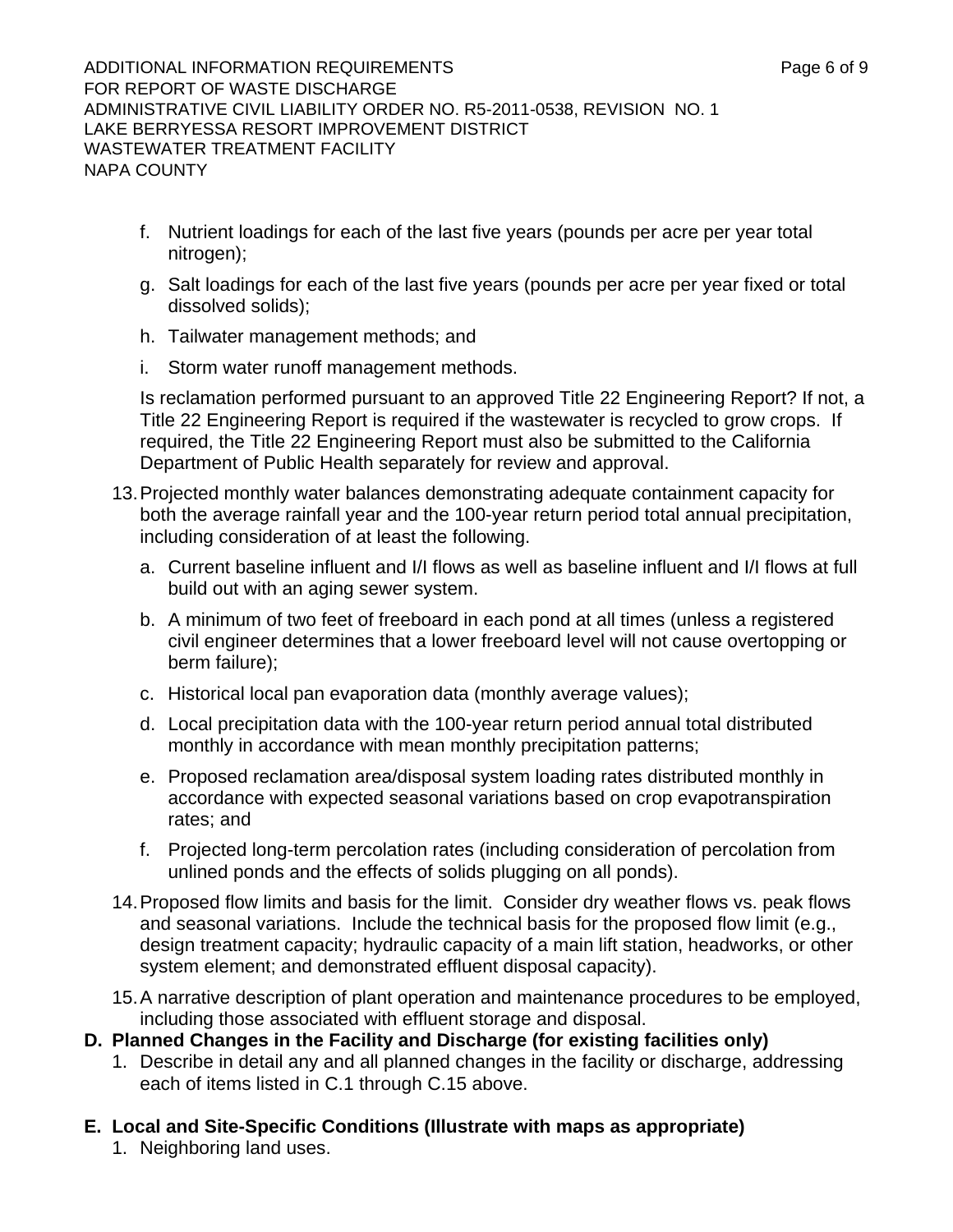f. Nutrient loadings for each of the last five years (pounds per acre per year total nitrogen);

   g. Salt loadings for each of the last five years (pounds per acre per year fixed or total dissolved solids);

   h. Tailwater management methods; and

   i. Storm water runoff management methods.

   Is reclamation performed pursuant to an approved Title 22 Engineering Report? If not, a Title 22 Engineering Report is required if the wastewater is recycled to grow crops. If required, the Title 22 Engineering Report must also be submitted to the California Department of Public Health separately for review and approval.

13. Projected monthly water balances demonstrating adequate containment capacity for both the average rainfall year and the 100-year return period total annual precipitation, including consideration of at least the following.

    a. Current baseline influent and I/I flows as well as baseline influent and I/I flows at full build out with an aging sewer system.

    b. A minimum of two feet of freeboard in each pond at all times (unless a registered civil engineer determines that a lower freeboard level will not cause overtopping or berm failure);

    c. Historical local pan evaporation data (monthly average values);

    d. Local precipitation data with the 100-year return period annual total distributed monthly in accordance with mean monthly precipitation patterns;

    e. Proposed reclamation area/disposal system loading rates distributed monthly in accordance with expected seasonal variations based on crop evapotranspiration rates; and

    f. Projected long-term percolation rates (including consideration of percolation from unlined ponds and the effects of solids plugging on all ponds).

14. Proposed flow limits and basis for the limit. Consider dry weather flows vs. peak flows and seasonal variations. Include the technical basis for the proposed flow limit (e.g., design treatment capacity; hydraulic capacity of a main lift station, headworks, or other system element; and demonstrated effluent disposal capacity).

15. A narrative description of plant operation and maintenance procedures to be employed, including those associated with effluent storage and disposal.

**D. Planned Changes in the Facility and Discharge (for existing facilities only)**

1. Describe in detail any and all planned changes in the facility or discharge, addressing each of items listed in C.1 through C.15 above.

**E. Local and Site-Specific Conditions (Illustrate with maps as appropriate)**

1. Neighboring land uses.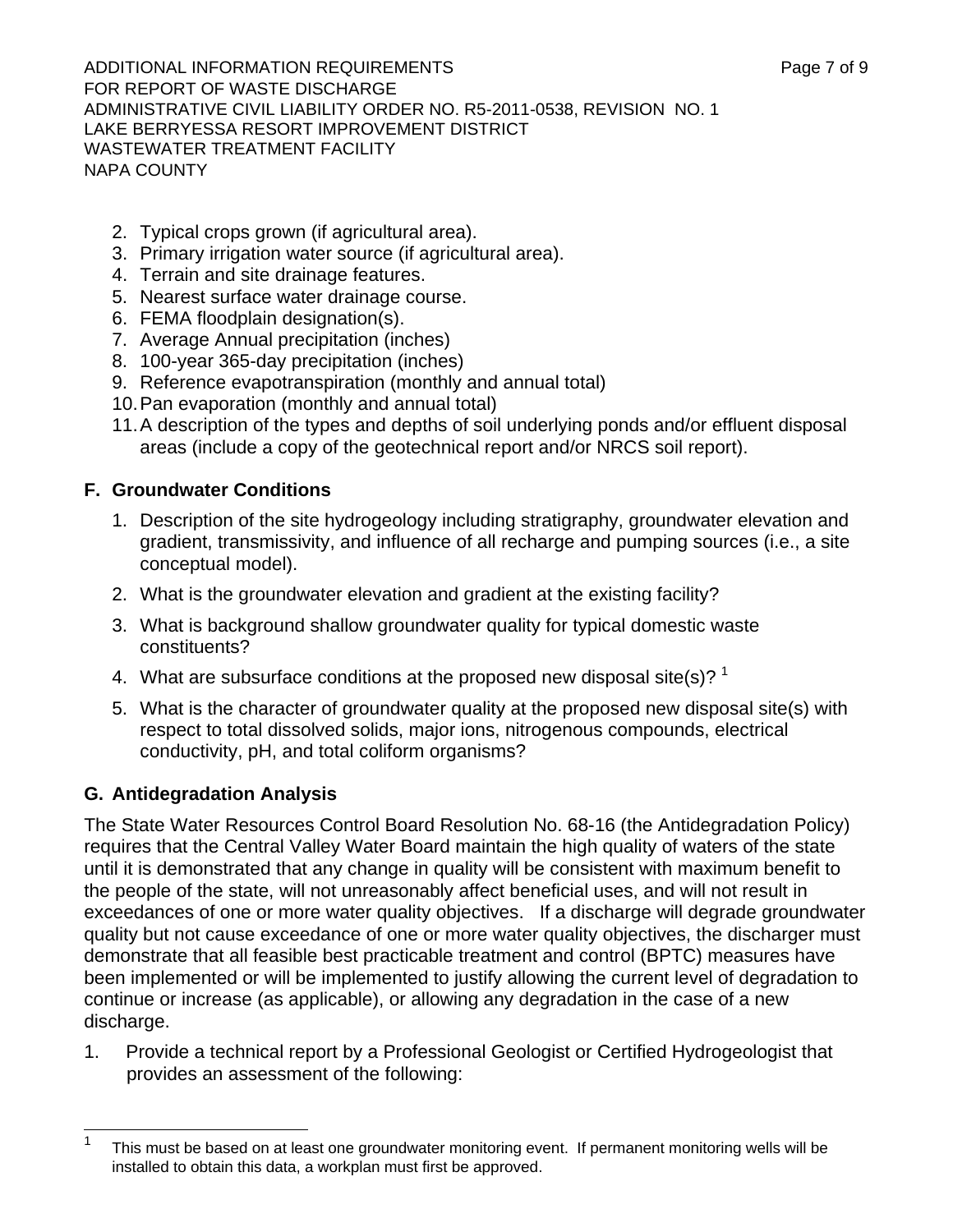2. Typical crops grown (if agricultural area).
3. Primary irrigation water source (if agricultural area).
4. Terrain and site drainage features.
5. Nearest surface water drainage course.
6. FEMA floodplain designation(s).
7. Average Annual precipitation (inches)
8. 100-year 365-day precipitation (inches)
9. Reference evapotranspiration (monthly and annual total)
10. Pan evaporation (monthly and annual total)
11. A description of the types and depths of soil underlying ponds and/or effluent disposal areas (include a copy of the geotechnical report and/or NRCS soil report).

## F. Groundwater Conditions

1. Description of the site hydrogeology including stratigraphy, groundwater elevation and gradient, transmissivity, and influence of all recharge and pumping sources (i.e., a site conceptual model).
2. What is the groundwater elevation and gradient at the existing facility?
3. What is background shallow groundwater quality for typical domestic waste constituents?
4. What are subsurface conditions at the proposed new disposal site(s)? [1]
5. What is the character of groundwater quality at the proposed new disposal site(s) with respect to total dissolved solids, major ions, nitrogenous compounds, electrical conductivity, pH, and total coliform organisms?

## G. Antidegradation Analysis

The State Water Resources Control Board Resolution No. 68-16 (the Antidegradation Policy) requires that the Central Valley Water Board maintain the high quality of waters of the state until it is demonstrated that any change in quality will be consistent with maximum benefit to the people of the state, will not unreasonably affect beneficial uses, and will not result in exceedances of one or more water quality objectives. If a discharge will degrade groundwater quality but not cause exceedance of one or more water quality objectives, the discharger must demonstrate that all feasible best practicable treatment and control (BPTC) measures have been implemented or will be implemented to justify allowing the current level of degradation to continue or increase (as applicable), or allowing any degradation in the case of a new discharge.

1. Provide a technical report by a Professional Geologist or Certified Hydrogeologist that provides an assessment of the following:

---

[1] This must be based on at least one groundwater monitoring event. If permanent monitoring wells will be installed to obtain this data, a workplan must first be approved.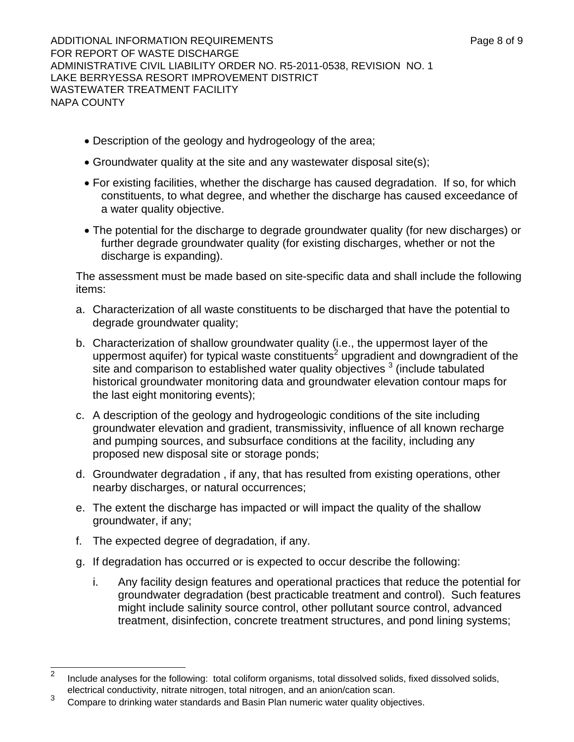- Description of the geology and hydrogeology of the area;
- Groundwater quality at the site and any wastewater disposal site(s);
- For existing facilities, whether the discharge has caused degradation. If so, for which constituents, to what degree, and whether the discharge has caused exceedance of a water quality objective.
- The potential for the discharge to degrade groundwater quality (for new discharges) or further degrade groundwater quality (for existing discharges, whether or not the discharge is expanding).

The assessment must be made based on site-specific data and shall include the following items:

a. Characterization of all waste constituents to be discharged that have the potential to degrade groundwater quality;

b. Characterization of shallow groundwater quality (i.e., the uppermost layer of the uppermost aquifer) for typical waste constituents[2] upgradient and downgradient of the site and comparison to established water quality objectives [3] (include tabulated historical groundwater monitoring data and groundwater elevation contour maps for the last eight monitoring events);

c. A description of the geology and hydrogeologic conditions of the site including groundwater elevation and gradient, transmissivity, influence of all known recharge and pumping sources, and subsurface conditions at the facility, including any proposed new disposal site or storage ponds;

d. Groundwater degradation , if any, that has resulted from existing operations, other nearby discharges, or natural occurrences;

e. The extent the discharge has impacted or will impact the quality of the shallow groundwater, if any;

f. The expected degree of degradation, if any.

g. If degradation has occurred or is expected to occur describe the following:

   i. Any facility design features and operational practices that reduce the potential for groundwater degradation (best practicable treatment and control). Such features might include salinity source control, other pollutant source control, advanced treatment, disinfection, concrete treatment structures, and pond lining systems;

---

[2] Include analyses for the following: total coliform organisms, total dissolved solids, fixed dissolved solids, electrical conductivity, nitrate nitrogen, total nitrogen, and an anion/cation scan.

[3] Compare to drinking water standards and Basin Plan numeric water quality objectives.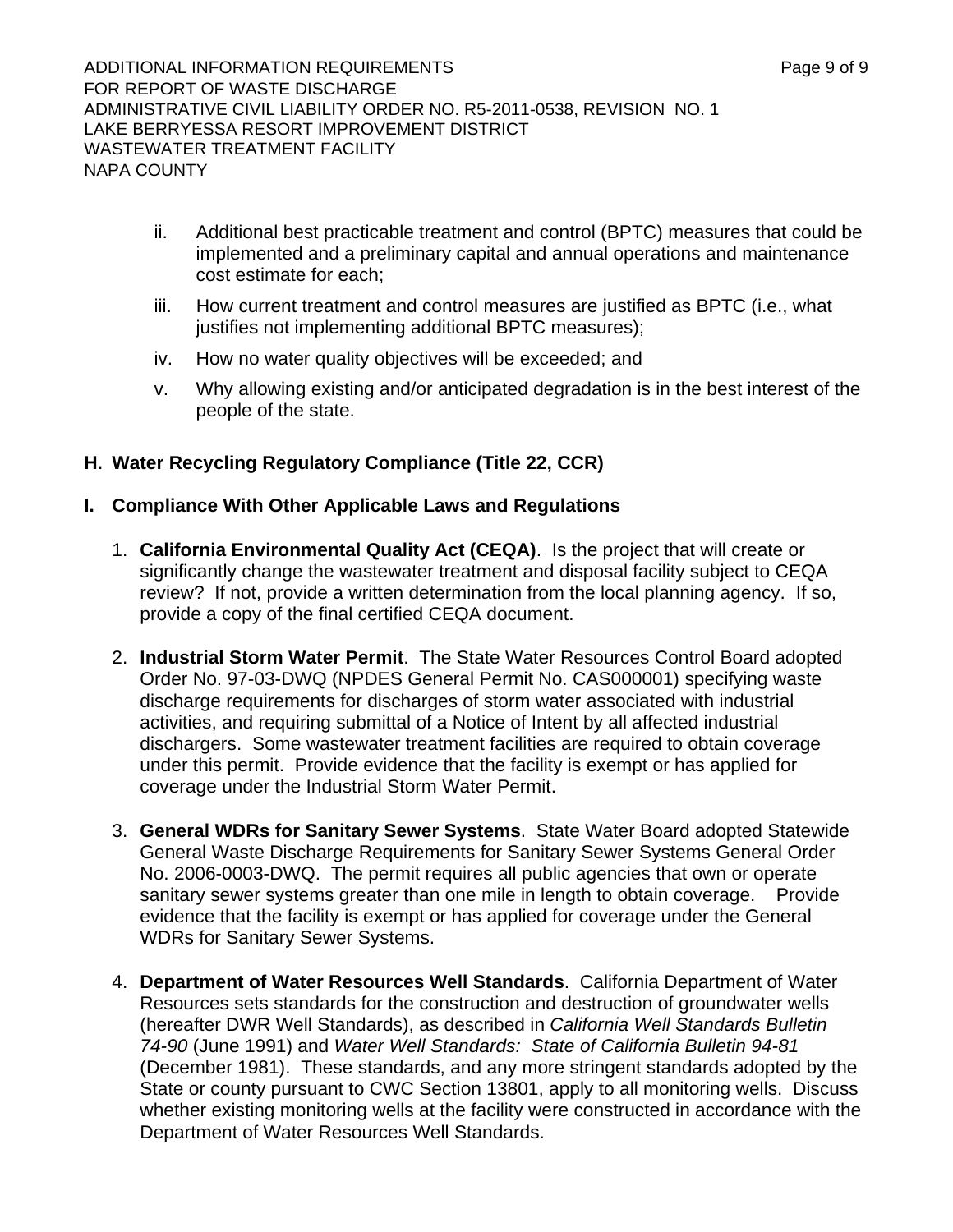ii. Additional best practicable treatment and control (BPTC) measures that could be implemented and a preliminary capital and annual operations and maintenance cost estimate for each;

iii. How current treatment and control measures are justified as BPTC (i.e., what justifies not implementing additional BPTC measures);

iv. How no water quality objectives will be exceeded; and

v. Why allowing existing and/or anticipated degradation is in the best interest of the people of the state.

## H. Water Recycling Regulatory Compliance (Title 22, CCR)

## I. Compliance With Other Applicable Laws and Regulations

1. **California Environmental Quality Act (CEQA)**. Is the project that will create or significantly change the wastewater treatment and disposal facility subject to CEQA review? If not, provide a written determination from the local planning agency. If so, provide a copy of the final certified CEQA document.

2. **Industrial Storm Water Permit**. The State Water Resources Control Board adopted Order No. 97-03-DWQ (NPDES General Permit No. CAS000001) specifying waste discharge requirements for discharges of storm water associated with industrial activities, and requiring submittal of a Notice of Intent by all affected industrial dischargers. Some wastewater treatment facilities are required to obtain coverage under this permit. Provide evidence that the facility is exempt or has applied for coverage under the Industrial Storm Water Permit.

3. **General WDRs for Sanitary Sewer Systems**. State Water Board adopted Statewide General Waste Discharge Requirements for Sanitary Sewer Systems General Order No. 2006-0003-DWQ. The permit requires all public agencies that own or operate sanitary sewer systems greater than one mile in length to obtain coverage. Provide evidence that the facility is exempt or has applied for coverage under the General WDRs for Sanitary Sewer Systems.

4. **Department of Water Resources Well Standards**. California Department of Water Resources sets standards for the construction and destruction of groundwater wells (hereafter DWR Well Standards), as described in *California Well Standards Bulletin 74-90* (June 1991) and *Water Well Standards: State of California Bulletin 94-81* (December 1981). These standards, and any more stringent standards adopted by the State or county pursuant to CWC Section 13801, apply to all monitoring wells. Discuss whether existing monitoring wells at the facility were constructed in accordance with the Department of Water Resources Well Standards.